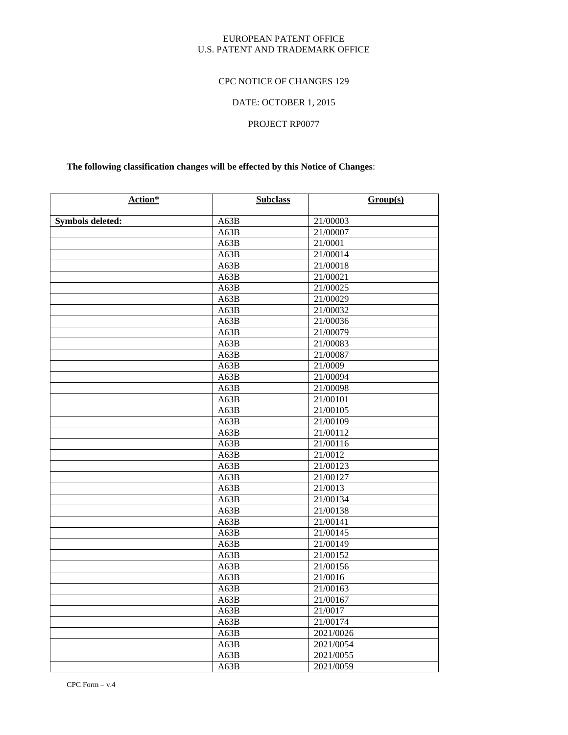EUROPEAN PATENT OFFICE
U.S. PATENT AND TRADEMARK OFFICE

CPC NOTICE OF CHANGES 129

DATE: OCTOBER 1, 2015

PROJECT RP0077

**The following classification changes will be effected by this Notice of Changes**:

| **Action*** | **Subclass** | **Group(s)** |
|---|---|---|
| **Symbols deleted:** | A63B | 21/00003 |
| | A63B | 21/00007 |
| | A63B | 21/0001 |
| | A63B | 21/00014 |
| | A63B | 21/00018 |
| | A63B | 21/00021 |
| | A63B | 21/00025 |
| | A63B | 21/00029 |
| | A63B | 21/00032 |
| | A63B | 21/00036 |
| | A63B | 21/00079 |
| | A63B | 21/00083 |
| | A63B | 21/00087 |
| | A63B | 21/0009 |
| | A63B | 21/00094 |
| | A63B | 21/00098 |
| | A63B | 21/00101 |
| | A63B | 21/00105 |
| | A63B | 21/00109 |
| | A63B | 21/00112 |
| | A63B | 21/00116 |
| | A63B | 21/0012 |
| | A63B | 21/00123 |
| | A63B | 21/00127 |
| | A63B | 21/0013 |
| | A63B | 21/00134 |
| | A63B | 21/00138 |
| | A63B | 21/00141 |
| | A63B | 21/00145 |
| | A63B | 21/00149 |
| | A63B | 21/00152 |
| | A63B | 21/00156 |
| | A63B | 21/0016 |
| | A63B | 21/00163 |
| | A63B | 21/00167 |
| | A63B | 21/0017 |
| | A63B | 21/00174 |
| | A63B | 2021/0026 |
| | A63B | 2021/0054 |
| | A63B | 2021/0055 |
| | A63B | 2021/0059 |

CPC Form – v.4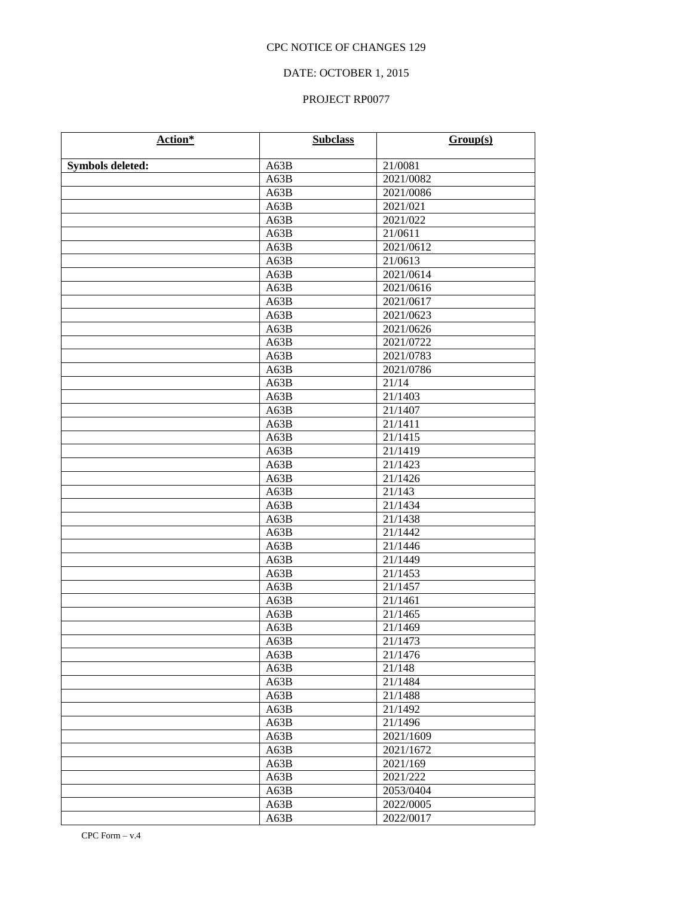CPC NOTICE OF CHANGES 129

DATE: OCTOBER 1, 2015

PROJECT RP0077

| Action* | Subclass | Group(s) |
|---|---|---|
| **Symbols deleted:** | A63B | 21/0081 |
| | A63B | 2021/0082 |
| | A63B | 2021/0086 |
| | A63B | 2021/021 |
| | A63B | 2021/022 |
| | A63B | 21/0611 |
| | A63B | 2021/0612 |
| | A63B | 21/0613 |
| | A63B | 2021/0614 |
| | A63B | 2021/0616 |
| | A63B | 2021/0617 |
| | A63B | 2021/0623 |
| | A63B | 2021/0626 |
| | A63B | 2021/0722 |
| | A63B | 2021/0783 |
| | A63B | 2021/0786 |
| | A63B | 21/14 |
| | A63B | 21/1403 |
| | A63B | 21/1407 |
| | A63B | 21/1411 |
| | A63B | 21/1415 |
| | A63B | 21/1419 |
| | A63B | 21/1423 |
| | A63B | 21/1426 |
| | A63B | 21/143 |
| | A63B | 21/1434 |
| | A63B | 21/1438 |
| | A63B | 21/1442 |
| | A63B | 21/1446 |
| | A63B | 21/1449 |
| | A63B | 21/1453 |
| | A63B | 21/1457 |
| | A63B | 21/1461 |
| | A63B | 21/1465 |
| | A63B | 21/1469 |
| | A63B | 21/1473 |
| | A63B | 21/1476 |
| | A63B | 21/148 |
| | A63B | 21/1484 |
| | A63B | 21/1488 |
| | A63B | 21/1492 |
| | A63B | 21/1496 |
| | A63B | 2021/1609 |
| | A63B | 2021/1672 |
| | A63B | 2021/169 |
| | A63B | 2021/222 |
| | A63B | 2053/0404 |
| | A63B | 2022/0005 |
| | A63B | 2022/0017 |

CPC Form – v.4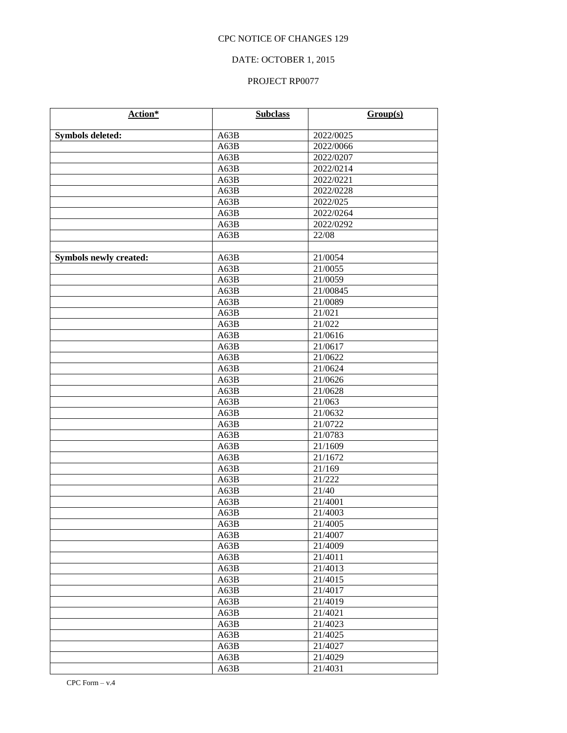CPC NOTICE OF CHANGES 129

DATE: OCTOBER 1, 2015

PROJECT RP0077

| Action* | Subclass | Group(s) |
|---|---|---|
| **Symbols deleted:** | A63B | 2022/0025 |
| | A63B | 2022/0066 |
| | A63B | 2022/0207 |
| | A63B | 2022/0214 |
| | A63B | 2022/0221 |
| | A63B | 2022/0228 |
| | A63B | 2022/025 |
| | A63B | 2022/0264 |
| | A63B | 2022/0292 |
| | A63B | 22/08 |
| | | |
| **Symbols newly created:** | A63B | 21/0054 |
| | A63B | 21/0055 |
| | A63B | 21/0059 |
| | A63B | 21/00845 |
| | A63B | 21/0089 |
| | A63B | 21/021 |
| | A63B | 21/022 |
| | A63B | 21/0616 |
| | A63B | 21/0617 |
| | A63B | 21/0622 |
| | A63B | 21/0624 |
| | A63B | 21/0626 |
| | A63B | 21/0628 |
| | A63B | 21/063 |
| | A63B | 21/0632 |
| | A63B | 21/0722 |
| | A63B | 21/0783 |
| | A63B | 21/1609 |
| | A63B | 21/1672 |
| | A63B | 21/169 |
| | A63B | 21/222 |
| | A63B | 21/40 |
| | A63B | 21/4001 |
| | A63B | 21/4003 |
| | A63B | 21/4005 |
| | A63B | 21/4007 |
| | A63B | 21/4009 |
| | A63B | 21/4011 |
| | A63B | 21/4013 |
| | A63B | 21/4015 |
| | A63B | 21/4017 |
| | A63B | 21/4019 |
| | A63B | 21/4021 |
| | A63B | 21/4023 |
| | A63B | 21/4025 |
| | A63B | 21/4027 |
| | A63B | 21/4029 |
| | A63B | 21/4031 |

CPC Form – v.4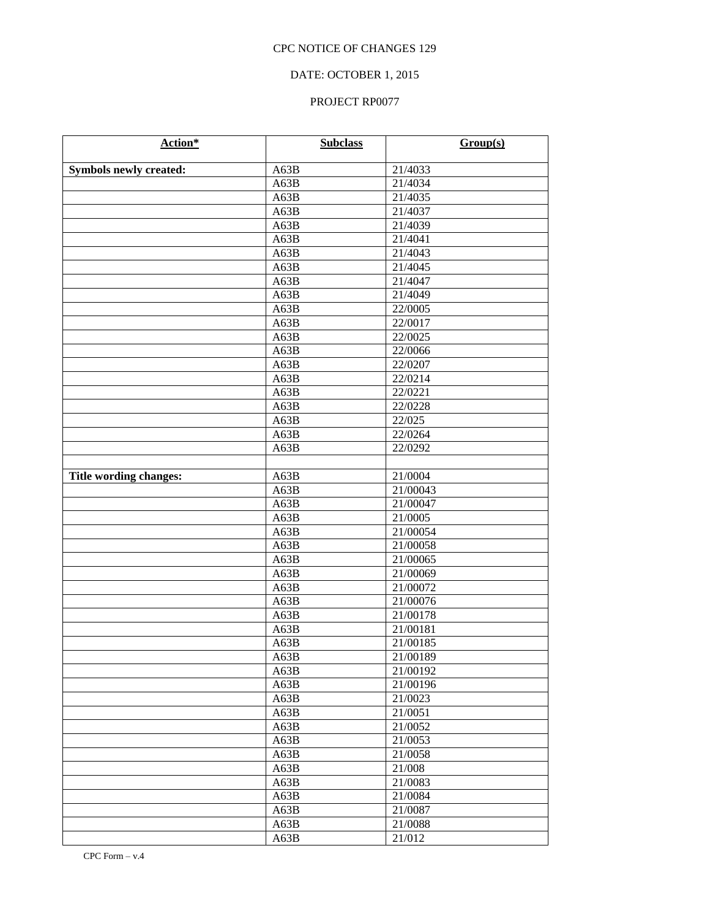CPC NOTICE OF CHANGES 129

DATE: OCTOBER 1, 2015

PROJECT RP0077

| Action* | Subclass | Group(s) |
|---|---|---|
| **Symbols newly created:** | A63B | 21/4033 |
| | A63B | 21/4034 |
| | A63B | 21/4035 |
| | A63B | 21/4037 |
| | A63B | 21/4039 |
| | A63B | 21/4041 |
| | A63B | 21/4043 |
| | A63B | 21/4045 |
| | A63B | 21/4047 |
| | A63B | 21/4049 |
| | A63B | 22/0005 |
| | A63B | 22/0017 |
| | A63B | 22/0025 |
| | A63B | 22/0066 |
| | A63B | 22/0207 |
| | A63B | 22/0214 |
| | A63B | 22/0221 |
| | A63B | 22/0228 |
| | A63B | 22/025 |
| | A63B | 22/0264 |
| | A63B | 22/0292 |
| | | |
| **Title wording changes:** | A63B | 21/0004 |
| | A63B | 21/00043 |
| | A63B | 21/00047 |
| | A63B | 21/0005 |
| | A63B | 21/00054 |
| | A63B | 21/00058 |
| | A63B | 21/00065 |
| | A63B | 21/00069 |
| | A63B | 21/00072 |
| | A63B | 21/00076 |
| | A63B | 21/00178 |
| | A63B | 21/00181 |
| | A63B | 21/00185 |
| | A63B | 21/00189 |
| | A63B | 21/00192 |
| | A63B | 21/00196 |
| | A63B | 21/0023 |
| | A63B | 21/0051 |
| | A63B | 21/0052 |
| | A63B | 21/0053 |
| | A63B | 21/0058 |
| | A63B | 21/008 |
| | A63B | 21/0083 |
| | A63B | 21/0084 |
| | A63B | 21/0087 |
| | A63B | 21/0088 |
| | A63B | 21/012 |

CPC Form – v.4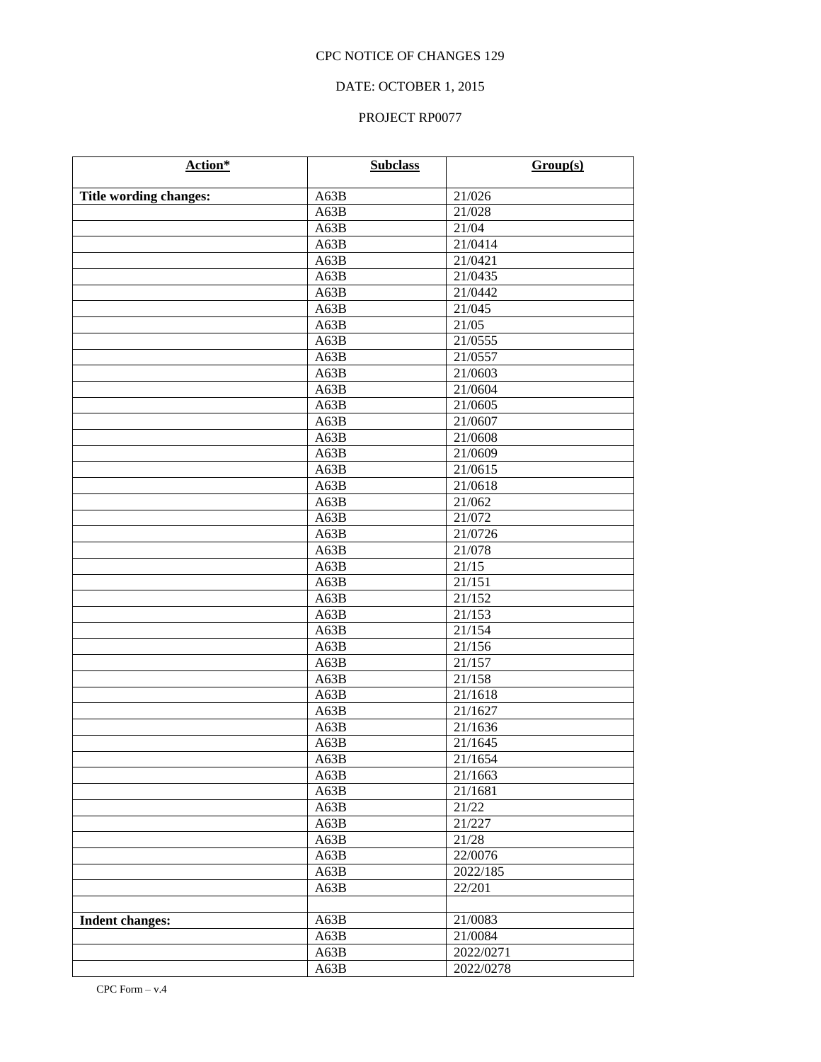CPC NOTICE OF CHANGES 129

DATE: OCTOBER 1, 2015

PROJECT RP0077

| Action* | Subclass | Group(s) |
|---|---|---|
| **Title wording changes:** | A63B | 21/026 |
| | A63B | 21/028 |
| | A63B | 21/04 |
| | A63B | 21/0414 |
| | A63B | 21/0421 |
| | A63B | 21/0435 |
| | A63B | 21/0442 |
| | A63B | 21/045 |
| | A63B | 21/05 |
| | A63B | 21/0555 |
| | A63B | 21/0557 |
| | A63B | 21/0603 |
| | A63B | 21/0604 |
| | A63B | 21/0605 |
| | A63B | 21/0607 |
| | A63B | 21/0608 |
| | A63B | 21/0609 |
| | A63B | 21/0615 |
| | A63B | 21/0618 |
| | A63B | 21/062 |
| | A63B | 21/072 |
| | A63B | 21/0726 |
| | A63B | 21/078 |
| | A63B | 21/15 |
| | A63B | 21/151 |
| | A63B | 21/152 |
| | A63B | 21/153 |
| | A63B | 21/154 |
| | A63B | 21/156 |
| | A63B | 21/157 |
| | A63B | 21/158 |
| | A63B | 21/1618 |
| | A63B | 21/1627 |
| | A63B | 21/1636 |
| | A63B | 21/1645 |
| | A63B | 21/1654 |
| | A63B | 21/1663 |
| | A63B | 21/1681 |
| | A63B | 21/22 |
| | A63B | 21/227 |
| | A63B | 21/28 |
| | A63B | 22/0076 |
| | A63B | 2022/185 |
| | A63B | 22/201 |
| | | |
| **Indent changes:** | A63B | 21/0083 |
| | A63B | 21/0084 |
| | A63B | 2022/0271 |
| | A63B | 2022/0278 |

CPC Form – v.4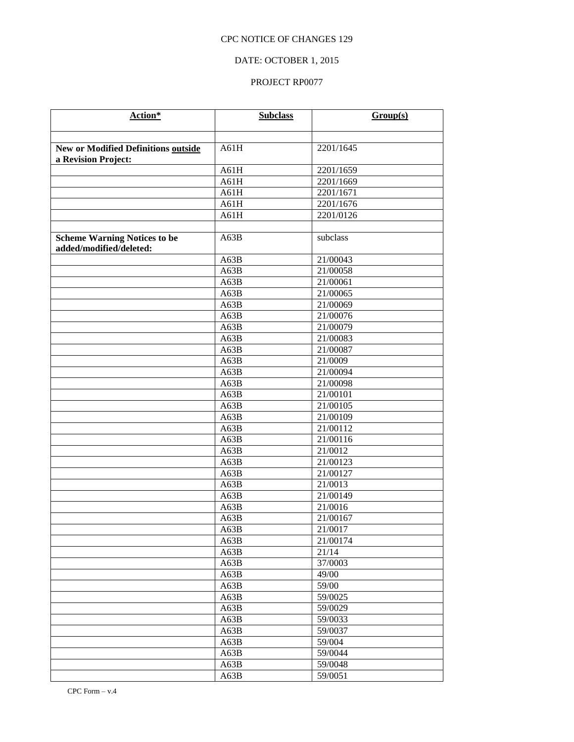CPC NOTICE OF CHANGES 129

DATE: OCTOBER 1, 2015

PROJECT RP0077

| Action* | Subclass | Group(s) |
|---|---|---|
| | | |
| **New or Modified Definitions outside a Revision Project:** | A61H | 2201/1645 |
| | A61H | 2201/1659 |
| | A61H | 2201/1669 |
| | A61H | 2201/1671 |
| | A61H | 2201/1676 |
| | A61H | 2201/0126 |
| | | |
| **Scheme Warning Notices to be added/modified/deleted:** | A63B | subclass |
| | A63B | 21/00043 |
| | A63B | 21/00058 |
| | A63B | 21/00061 |
| | A63B | 21/00065 |
| | A63B | 21/00069 |
| | A63B | 21/00076 |
| | A63B | 21/00079 |
| | A63B | 21/00083 |
| | A63B | 21/00087 |
| | A63B | 21/0009 |
| | A63B | 21/00094 |
| | A63B | 21/00098 |
| | A63B | 21/00101 |
| | A63B | 21/00105 |
| | A63B | 21/00109 |
| | A63B | 21/00112 |
| | A63B | 21/00116 |
| | A63B | 21/0012 |
| | A63B | 21/00123 |
| | A63B | 21/00127 |
| | A63B | 21/0013 |
| | A63B | 21/00149 |
| | A63B | 21/0016 |
| | A63B | 21/00167 |
| | A63B | 21/0017 |
| | A63B | 21/00174 |
| | A63B | 21/14 |
| | A63B | 37/0003 |
| | A63B | 49/00 |
| | A63B | 59/00 |
| | A63B | 59/0025 |
| | A63B | 59/0029 |
| | A63B | 59/0033 |
| | A63B | 59/0037 |
| | A63B | 59/004 |
| | A63B | 59/0044 |
| | A63B | 59/0048 |
| | A63B | 59/0051 |

CPC Form – v.4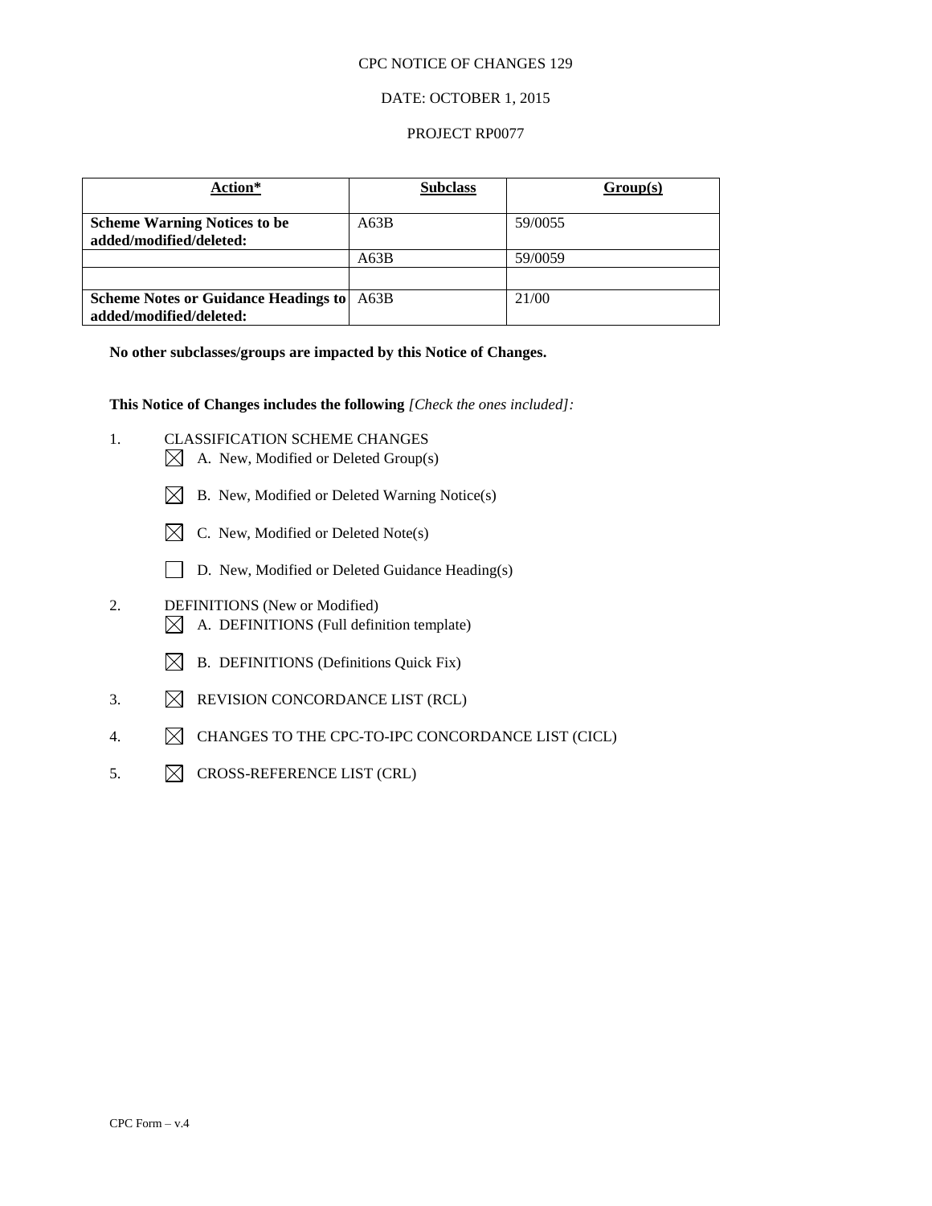CPC NOTICE OF CHANGES 129

DATE: OCTOBER 1, 2015

PROJECT RP0077

| Action* | Subclass | Group(s) |
|---|---|---|
| **Scheme Warning Notices to be added/modified/deleted:** | A63B | 59/0055 |
| | A63B | 59/0059 |
| | | |
| **Scheme Notes or Guidance Headings to added/modified/deleted:** | A63B | 21/00 |

**No other subclasses/groups are impacted by this Notice of Changes.**

**This Notice of Changes includes the following** *[Check the ones included]:*

1. CLASSIFICATION SCHEME CHANGES
   - [x] A. New, Modified or Deleted Group(s)
   - [x] B. New, Modified or Deleted Warning Notice(s)
   - [x] C. New, Modified or Deleted Note(s)
   - [ ] D. New, Modified or Deleted Guidance Heading(s)
2. DEFINITIONS (New or Modified)
   - [x] A. DEFINITIONS (Full definition template)
   - [x] B. DEFINITIONS (Definitions Quick Fix)
3. [x] REVISION CONCORDANCE LIST (RCL)
4. [x] CHANGES TO THE CPC-TO-IPC CONCORDANCE LIST (CICL)
5. [x] CROSS-REFERENCE LIST (CRL)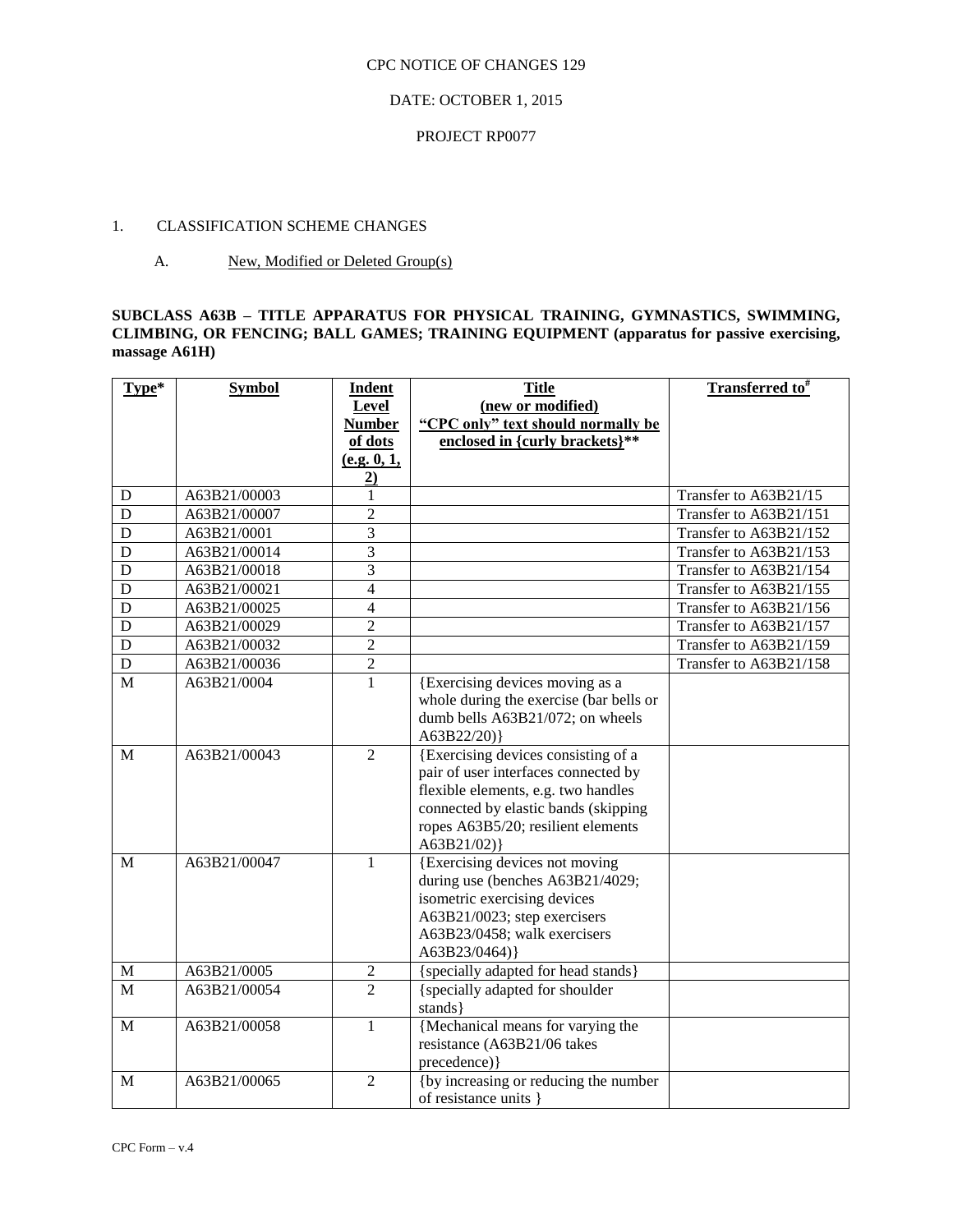CPC NOTICE OF CHANGES 129

DATE: OCTOBER 1, 2015

PROJECT RP0077

1. CLASSIFICATION SCHEME CHANGES

A. New, Modified or Deleted Group(s)

**SUBCLASS A63B – TITLE APPARATUS FOR PHYSICAL TRAINING, GYMNASTICS, SWIMMING, CLIMBING, OR FENCING; BALL GAMES; TRAINING EQUIPMENT (apparatus for passive exercising, massage A61H)**

| Type* | Symbol | Indent Level Number of dots (e.g. 0, 1, 2) | Title (new or modified) "CPC only" text should normally be enclosed in {curly brackets}** | Transferred to[#] |
|---|---|---|---|---|
| D | A63B21/00003 | 1 | | Transfer to A63B21/15 |
| D | A63B21/00007 | 2 | | Transfer to A63B21/151 |
| D | A63B21/0001 | 3 | | Transfer to A63B21/152 |
| D | A63B21/00014 | 3 | | Transfer to A63B21/153 |
| D | A63B21/00018 | 3 | | Transfer to A63B21/154 |
| D | A63B21/00021 | 4 | | Transfer to A63B21/155 |
| D | A63B21/00025 | 4 | | Transfer to A63B21/156 |
| D | A63B21/00029 | 2 | | Transfer to A63B21/157 |
| D | A63B21/00032 | 2 | | Transfer to A63B21/159 |
| D | A63B21/00036 | 2 | | Transfer to A63B21/158 |
| M | A63B21/0004 | 1 | {Exercising devices moving as a whole during the exercise (bar bells or dumb bells A63B21/072; on wheels A63B22/20)} | |
| M | A63B21/00043 | 2 | {Exercising devices consisting of a pair of user interfaces connected by flexible elements, e.g. two handles connected by elastic bands (skipping ropes A63B5/20; resilient elements A63B21/02)} | |
| M | A63B21/00047 | 1 | {Exercising devices not moving during use (benches A63B21/4029; isometric exercising devices A63B21/0023; step exercisers A63B23/0458; walk exercisers A63B23/0464)} | |
| M | A63B21/0005 | 2 | {specially adapted for head stands} | |
| M | A63B21/00054 | 2 | {specially adapted for shoulder stands} | |
| M | A63B21/00058 | 1 | {Mechanical means for varying the resistance (A63B21/06 takes precedence)} | |
| M | A63B21/00065 | 2 | {by increasing or reducing the number of resistance units } | |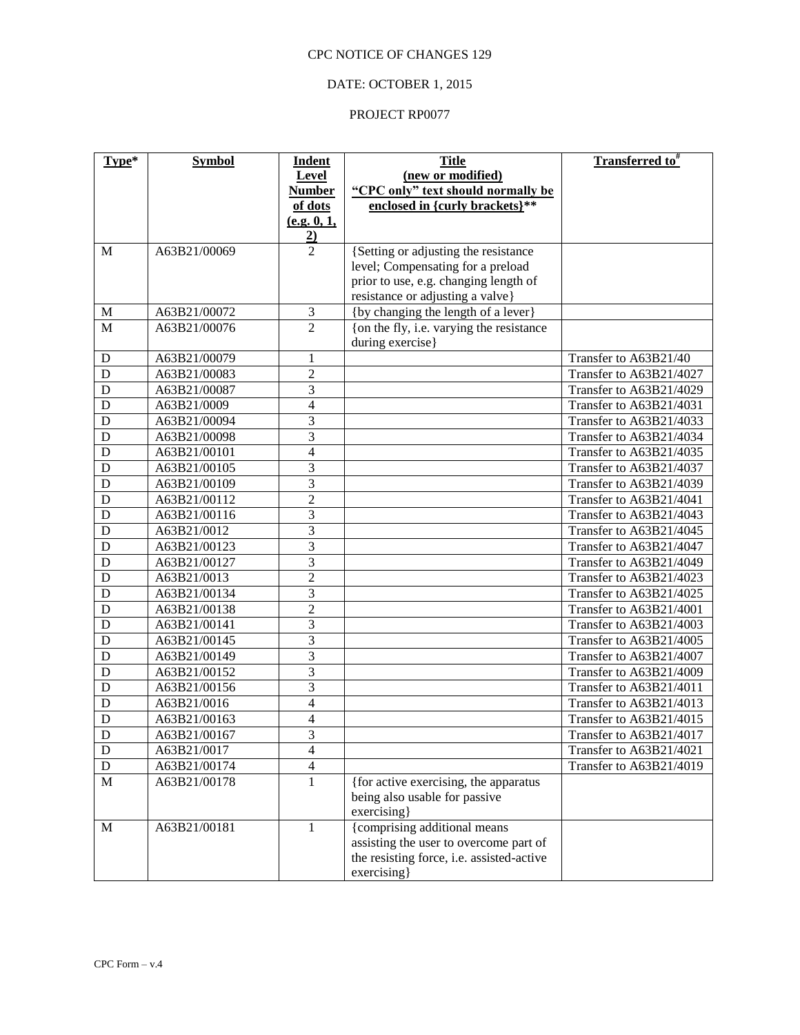CPC NOTICE OF CHANGES 129

DATE: OCTOBER 1, 2015

PROJECT RP0077

| Type* | Symbol | Indent Level Number of dots (e.g. 0, 1, 2) | Title (new or modified) "CPC only" text should normally be enclosed in {curly brackets}** | Transferred to# |
|---|---|---|---|---|
| M | A63B21/00069 | 2 | {Setting or adjusting the resistance level; Compensating for a preload prior to use, e.g. changing length of resistance or adjusting a valve} | |
| M | A63B21/00072 | 3 | {by changing the length of a lever} | |
| M | A63B21/00076 | 2 | {on the fly, i.e. varying the resistance during exercise} | |
| D | A63B21/00079 | 1 | | Transfer to A63B21/40 |
| D | A63B21/00083 | 2 | | Transfer to A63B21/4027 |
| D | A63B21/00087 | 3 | | Transfer to A63B21/4029 |
| D | A63B21/0009 | 4 | | Transfer to A63B21/4031 |
| D | A63B21/00094 | 3 | | Transfer to A63B21/4033 |
| D | A63B21/00098 | 3 | | Transfer to A63B21/4034 |
| D | A63B21/00101 | 4 | | Transfer to A63B21/4035 |
| D | A63B21/00105 | 3 | | Transfer to A63B21/4037 |
| D | A63B21/00109 | 3 | | Transfer to A63B21/4039 |
| D | A63B21/00112 | 2 | | Transfer to A63B21/4041 |
| D | A63B21/00116 | 3 | | Transfer to A63B21/4043 |
| D | A63B21/0012 | 3 | | Transfer to A63B21/4045 |
| D | A63B21/00123 | 3 | | Transfer to A63B21/4047 |
| D | A63B21/00127 | 3 | | Transfer to A63B21/4049 |
| D | A63B21/0013 | 2 | | Transfer to A63B21/4023 |
| D | A63B21/00134 | 3 | | Transfer to A63B21/4025 |
| D | A63B21/00138 | 2 | | Transfer to A63B21/4001 |
| D | A63B21/00141 | 3 | | Transfer to A63B21/4003 |
| D | A63B21/00145 | 3 | | Transfer to A63B21/4005 |
| D | A63B21/00149 | 3 | | Transfer to A63B21/4007 |
| D | A63B21/00152 | 3 | | Transfer to A63B21/4009 |
| D | A63B21/00156 | 3 | | Transfer to A63B21/4011 |
| D | A63B21/0016 | 4 | | Transfer to A63B21/4013 |
| D | A63B21/00163 | 4 | | Transfer to A63B21/4015 |
| D | A63B21/00167 | 3 | | Transfer to A63B21/4017 |
| D | A63B21/0017 | 4 | | Transfer to A63B21/4021 |
| D | A63B21/00174 | 4 | | Transfer to A63B21/4019 |
| M | A63B21/00178 | 1 | {for active exercising, the apparatus being also usable for passive exercising} | |
| M | A63B21/00181 | 1 | {comprising additional means assisting the user to overcome part of the resisting force, i.e. assisted-active exercising} | |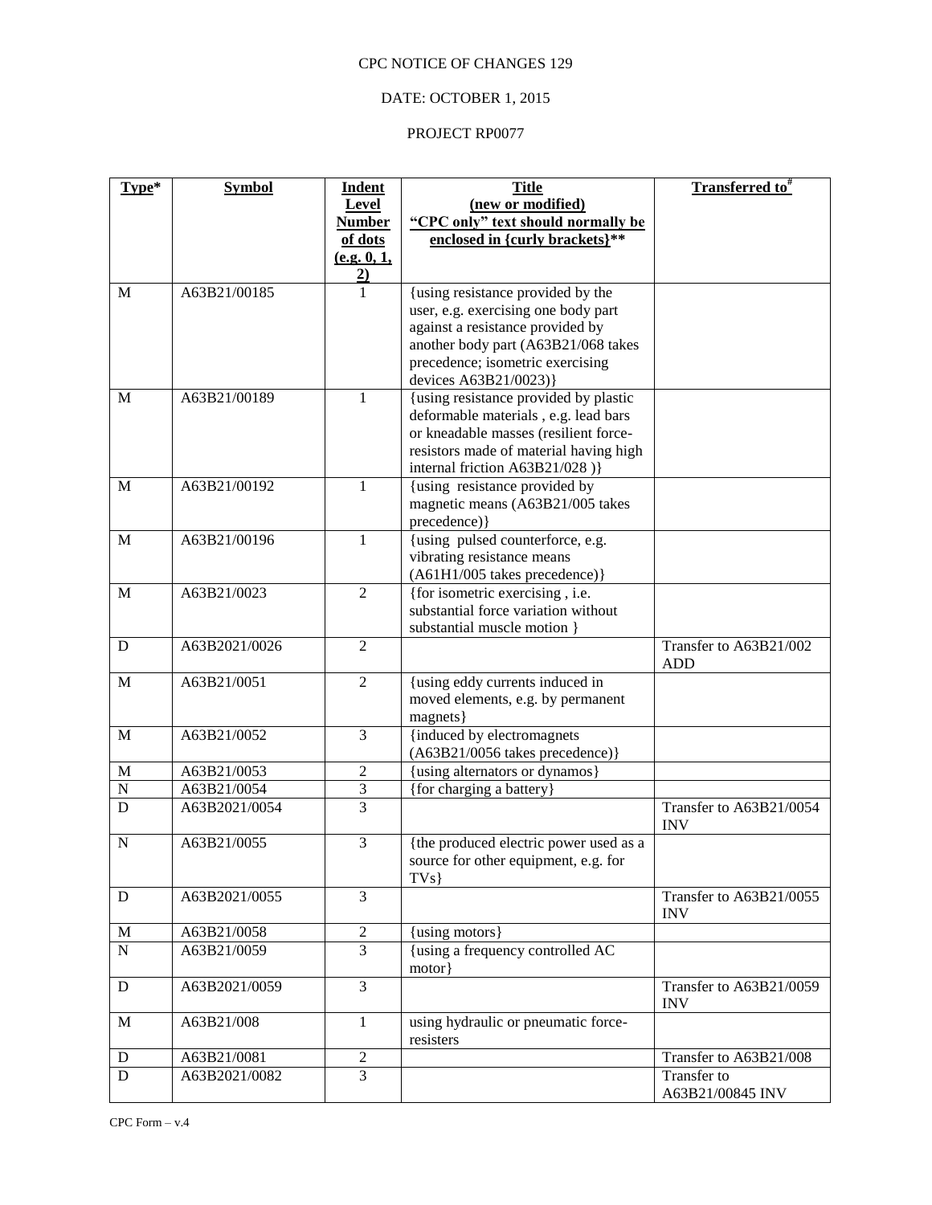CPC NOTICE OF CHANGES 129

DATE: OCTOBER 1, 2015

PROJECT RP0077

| Type* | Symbol | Indent Level Number of dots (e.g. 0, 1, 2) | Title (new or modified) "CPC only" text should normally be enclosed in {curly brackets}** | Transferred to# |
|---|---|---|---|---|
| M | A63B21/00185 | 1 | {using resistance provided by the user, e.g. exercising one body part against a resistance provided by another body part (A63B21/068 takes precedence; isometric exercising devices A63B21/0023)} | |
| M | A63B21/00189 | 1 | {using resistance provided by plastic deformable materials , e.g. lead bars or kneadable masses (resilient force-resistors made of material having high internal friction A63B21/028 )} | |
| M | A63B21/00192 | 1 | {using resistance provided by magnetic means (A63B21/005 takes precedence)} | |
| M | A63B21/00196 | 1 | {using pulsed counterforce, e.g. vibrating resistance means (A61H1/005 takes precedence)} | |
| M | A63B21/0023 | 2 | {for isometric exercising , i.e. substantial force variation without substantial muscle motion } | |
| D | A63B2021/0026 | 2 | | Transfer to A63B21/002 ADD |
| M | A63B21/0051 | 2 | {using eddy currents induced in moved elements, e.g. by permanent magnets} | |
| M | A63B21/0052 | 3 | {induced by electromagnets (A63B21/0056 takes precedence)} | |
| M | A63B21/0053 | 2 | {using alternators or dynamos} | |
| N | A63B21/0054 | 3 | {for charging a battery} | |
| D | A63B2021/0054 | 3 | | Transfer to A63B21/0054 INV |
| N | A63B21/0055 | 3 | {the produced electric power used as a source for other equipment, e.g. for TVs} | |
| D | A63B2021/0055 | 3 | | Transfer to A63B21/0055 INV |
| M | A63B21/0058 | 2 | {using motors} | |
| N | A63B21/0059 | 3 | {using a frequency controlled AC motor} | |
| D | A63B2021/0059 | 3 | | Transfer to A63B21/0059 INV |
| M | A63B21/008 | 1 | using hydraulic or pneumatic force-resisters | |
| D | A63B21/0081 | 2 | | Transfer to A63B21/008 |
| D | A63B2021/0082 | 3 | | Transfer to A63B21/00845 INV |

CPC Form – v.4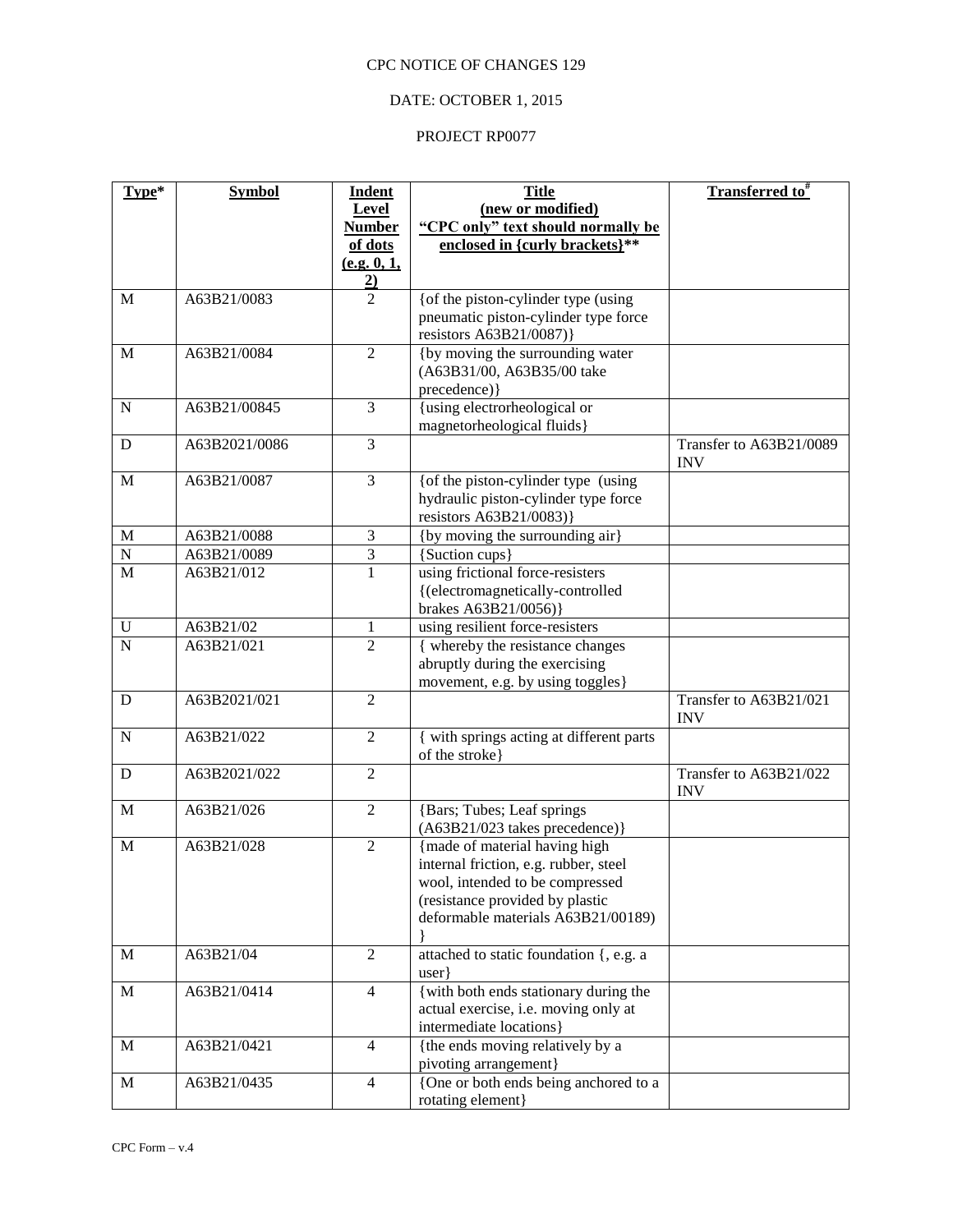CPC NOTICE OF CHANGES 129

DATE: OCTOBER 1, 2015

PROJECT RP0077

| Type* | Symbol | Indent Level Number of dots (e.g. 0, 1, 2) | Title (new or modified) "CPC only" text should normally be enclosed in {curly brackets}** | Transferred to# |
|---|---|---|---|---|
| M | A63B21/0083 | 2 | {of the piston-cylinder type (using pneumatic piston-cylinder type force resistors A63B21/0087)} | |
| M | A63B21/0084 | 2 | {by moving the surrounding water (A63B31/00, A63B35/00 take precedence)} | |
| N | A63B21/00845 | 3 | {using electrorheological or magnetorheological fluids} | |
| D | A63B2021/0086 | 3 | | Transfer to A63B21/0089 INV |
| M | A63B21/0087 | 3 | {of the piston-cylinder type (using hydraulic piston-cylinder type force resistors A63B21/0083)} | |
| M | A63B21/0088 | 3 | {by moving the surrounding air} | |
| N | A63B21/0089 | 3 | {Suction cups} | |
| M | A63B21/012 | 1 | using frictional force-resisters {(electromagnetically-controlled brakes A63B21/0056)} | |
| U | A63B21/02 | 1 | using resilient force-resisters | |
| N | A63B21/021 | 2 | { whereby the resistance changes abruptly during the exercising movement, e.g. by using toggles} | |
| D | A63B2021/021 | 2 | | Transfer to A63B21/021 INV |
| N | A63B21/022 | 2 | { with springs acting at different parts of the stroke} | |
| D | A63B2021/022 | 2 | | Transfer to A63B21/022 INV |
| M | A63B21/026 | 2 | {Bars; Tubes; Leaf springs (A63B21/023 takes precedence)} | |
| M | A63B21/028 | 2 | {made of material having high internal friction, e.g. rubber, steel wool, intended to be compressed (resistance provided by plastic deformable materials A63B21/00189) } | |
| M | A63B21/04 | 2 | attached to static foundation {, e.g. a user} | |
| M | A63B21/0414 | 4 | {with both ends stationary during the actual exercise, i.e. moving only at intermediate locations} | |
| M | A63B21/0421 | 4 | {the ends moving relatively by a pivoting arrangement} | |
| M | A63B21/0435 | 4 | {One or both ends being anchored to a rotating element} | |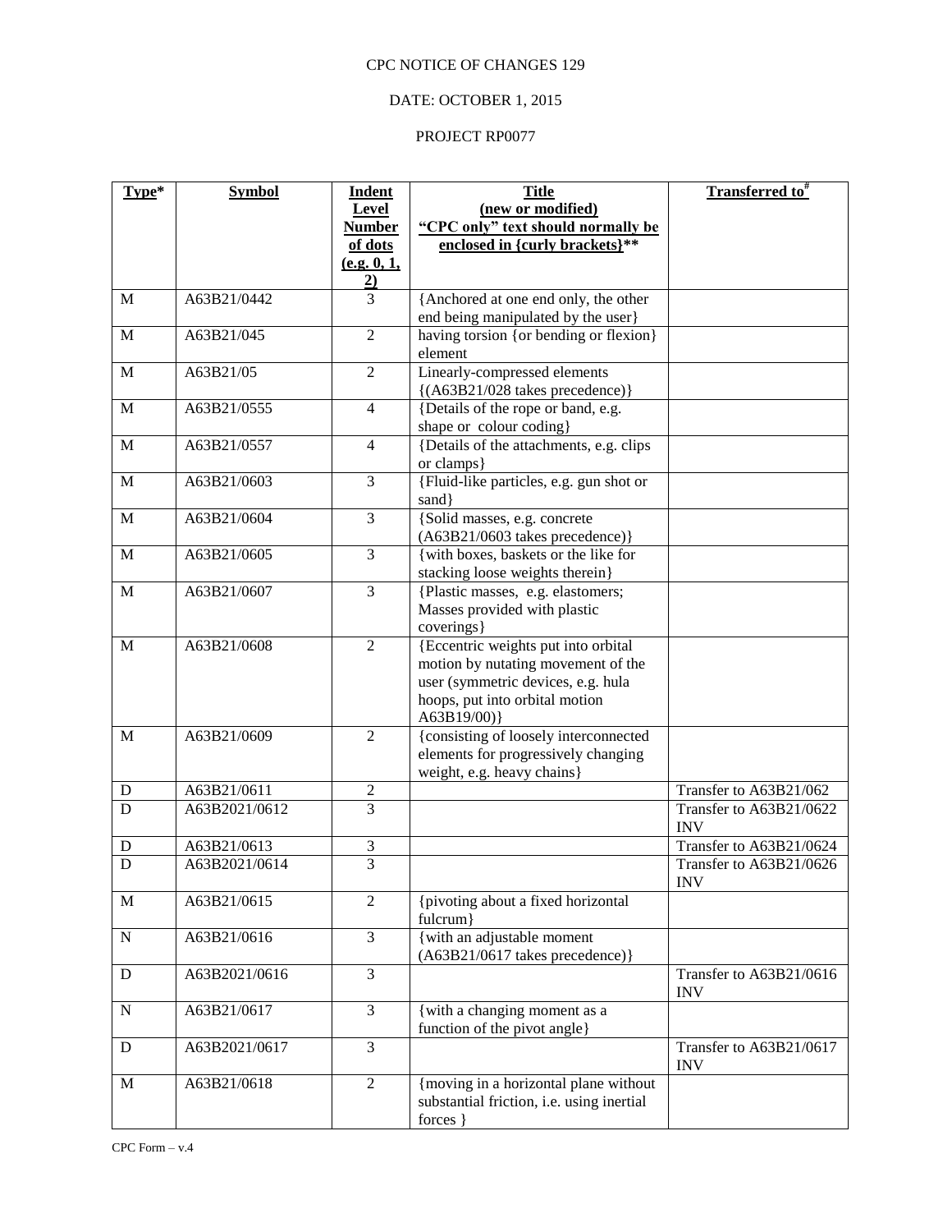CPC NOTICE OF CHANGES 129

DATE: OCTOBER 1, 2015

PROJECT RP0077

| Type* | Symbol | Indent Level Number of dots (e.g. 0, 1, 2) | Title (new or modified) "CPC only" text should normally be enclosed in {curly brackets}** | Transferred to# |
|---|---|---|---|---|
| M | A63B21/0442 | 3 | {Anchored at one end only, the other end being manipulated by the user} | |
| M | A63B21/045 | 2 | having torsion {or bending or flexion} element | |
| M | A63B21/05 | 2 | Linearly-compressed elements {(A63B21/028 takes precedence)} | |
| M | A63B21/0555 | 4 | {Details of the rope or band, e.g. shape or colour coding} | |
| M | A63B21/0557 | 4 | {Details of the attachments, e.g. clips or clamps} | |
| M | A63B21/0603 | 3 | {Fluid-like particles, e.g. gun shot or sand} | |
| M | A63B21/0604 | 3 | {Solid masses, e.g. concrete (A63B21/0603 takes precedence)} | |
| M | A63B21/0605 | 3 | {with boxes, baskets or the like for stacking loose weights therein} | |
| M | A63B21/0607 | 3 | {Plastic masses, e.g. elastomers; Masses provided with plastic coverings} | |
| M | A63B21/0608 | 2 | {Eccentric weights put into orbital motion by nutating movement of the user (symmetric devices, e.g. hula hoops, put into orbital motion A63B19/00)} | |
| M | A63B21/0609 | 2 | {consisting of loosely interconnected elements for progressively changing weight, e.g. heavy chains} | |
| D | A63B21/0611 | 2 | | Transfer to A63B21/062 |
| D | A63B2021/0612 | 3 | | Transfer to A63B21/0622 INV |
| D | A63B21/0613 | 3 | | Transfer to A63B21/0624 |
| D | A63B2021/0614 | 3 | | Transfer to A63B21/0626 INV |
| M | A63B21/0615 | 2 | {pivoting about a fixed horizontal fulcrum} | |
| N | A63B21/0616 | 3 | {with an adjustable moment (A63B21/0617 takes precedence)} | |
| D | A63B2021/0616 | 3 | | Transfer to A63B21/0616 INV |
| N | A63B21/0617 | 3 | {with a changing moment as a function of the pivot angle} | |
| D | A63B2021/0617 | 3 | | Transfer to A63B21/0617 INV |
| M | A63B21/0618 | 2 | {moving in a horizontal plane without substantial friction, i.e. using inertial forces } | |

CPC Form – v.4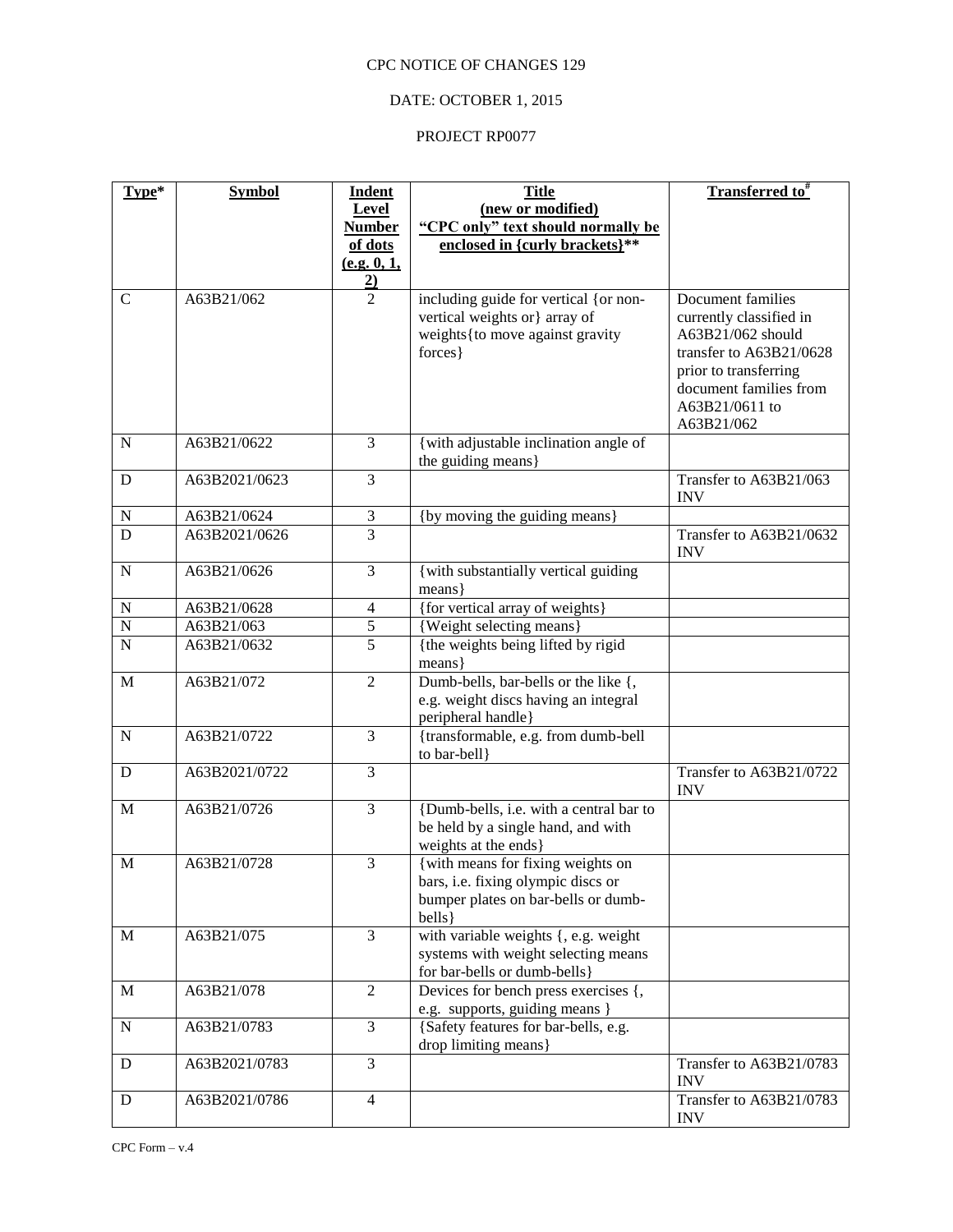CPC NOTICE OF CHANGES 129

DATE: OCTOBER 1, 2015

PROJECT RP0077

| Type* | Symbol | Indent Level Number of dots (e.g. 0, 1, 2) | Title (new or modified) "CPC only" text should normally be enclosed in {curly brackets}** | Transferred to# |
|---|---|---|---|---|
| C | A63B21/062 | 2 | including guide for vertical {or non-vertical weights or} array of weights{to move against gravity forces} | Document families currently classified in A63B21/062 should transfer to A63B21/0628 prior to transferring document families from A63B21/0611 to A63B21/062 |
| N | A63B21/0622 | 3 | {with adjustable inclination angle of the guiding means} | |
| D | A63B2021/0623 | 3 | | Transfer to A63B21/063 INV |
| N | A63B21/0624 | 3 | {by moving the guiding means} | |
| D | A63B2021/0626 | 3 | | Transfer to A63B21/0632 INV |
| N | A63B21/0626 | 3 | {with substantially vertical guiding means} | |
| N | A63B21/0628 | 4 | {for vertical array of weights} | |
| N | A63B21/063 | 5 | {Weight selecting means} | |
| N | A63B21/0632 | 5 | {the weights being lifted by rigid means} | |
| M | A63B21/072 | 2 | Dumb-bells, bar-bells or the like {, e.g. weight discs having an integral peripheral handle} | |
| N | A63B21/0722 | 3 | {transformable, e.g. from dumb-bell to bar-bell} | |
| D | A63B2021/0722 | 3 | | Transfer to A63B21/0722 INV |
| M | A63B21/0726 | 3 | {Dumb-bells, i.e. with a central bar to be held by a single hand, and with weights at the ends} | |
| M | A63B21/0728 | 3 | {with means for fixing weights on bars, i.e. fixing olympic discs or bumper plates on bar-bells or dumb-bells} | |
| M | A63B21/075 | 3 | with variable weights {, e.g. weight systems with weight selecting means for bar-bells or dumb-bells} | |
| M | A63B21/078 | 2 | Devices for bench press exercises {, e.g. supports, guiding means } | |
| N | A63B21/0783 | 3 | {Safety features for bar-bells, e.g. drop limiting means} | |
| D | A63B2021/0783 | 3 | | Transfer to A63B21/0783 INV |
| D | A63B2021/0786 | 4 | | Transfer to A63B21/0783 INV |

CPC Form – v.4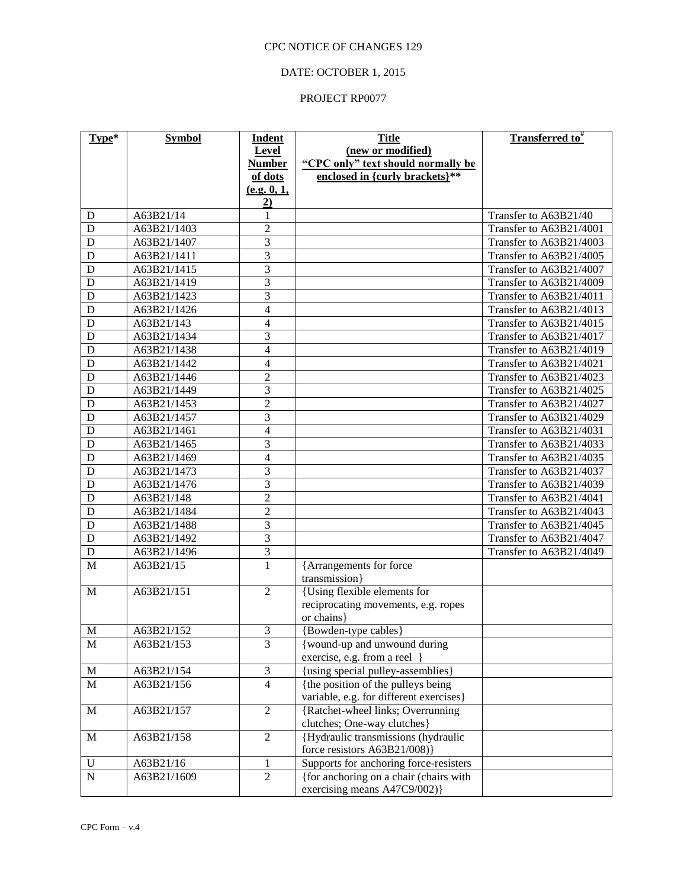CPC NOTICE OF CHANGES 129

DATE: OCTOBER 1, 2015

PROJECT RP0077

| Type* | Symbol | Indent Level Number of dots (e.g. 0, 1, 2) | Title (new or modified) "CPC only" text should normally be enclosed in {curly brackets}** | Transferred to# |
|---|---|---|---|---|
| D | A63B21/14 | 1 | | Transfer to A63B21/40 |
| D | A63B21/1403 | 2 | | Transfer to A63B21/4001 |
| D | A63B21/1407 | 3 | | Transfer to A63B21/4003 |
| D | A63B21/1411 | 3 | | Transfer to A63B21/4005 |
| D | A63B21/1415 | 3 | | Transfer to A63B21/4007 |
| D | A63B21/1419 | 3 | | Transfer to A63B21/4009 |
| D | A63B21/1423 | 3 | | Transfer to A63B21/4011 |
| D | A63B21/1426 | 4 | | Transfer to A63B21/4013 |
| D | A63B21/143 | 4 | | Transfer to A63B21/4015 |
| D | A63B21/1434 | 3 | | Transfer to A63B21/4017 |
| D | A63B21/1438 | 4 | | Transfer to A63B21/4019 |
| D | A63B21/1442 | 4 | | Transfer to A63B21/4021 |
| D | A63B21/1446 | 2 | | Transfer to A63B21/4023 |
| D | A63B21/1449 | 3 | | Transfer to A63B21/4025 |
| D | A63B21/1453 | 2 | | Transfer to A63B21/4027 |
| D | A63B21/1457 | 3 | | Transfer to A63B21/4029 |
| D | A63B21/1461 | 4 | | Transfer to A63B21/4031 |
| D | A63B21/1465 | 3 | | Transfer to A63B21/4033 |
| D | A63B21/1469 | 4 | | Transfer to A63B21/4035 |
| D | A63B21/1473 | 3 | | Transfer to A63B21/4037 |
| D | A63B21/1476 | 3 | | Transfer to A63B21/4039 |
| D | A63B21/148 | 2 | | Transfer to A63B21/4041 |
| D | A63B21/1484 | 2 | | Transfer to A63B21/4043 |
| D | A63B21/1488 | 3 | | Transfer to A63B21/4045 |
| D | A63B21/1492 | 3 | | Transfer to A63B21/4047 |
| D | A63B21/1496 | 3 | | Transfer to A63B21/4049 |
| M | A63B21/15 | 1 | {Arrangements for force transmission} | |
| M | A63B21/151 | 2 | {Using flexible elements for reciprocating movements, e.g. ropes or chains} | |
| M | A63B21/152 | 3 | {Bowden-type cables} | |
| M | A63B21/153 | 3 | {wound-up and unwound during exercise, e.g. from a reel } | |
| M | A63B21/154 | 3 | {using special pulley-assemblies} | |
| M | A63B21/156 | 4 | {the position of the pulleys being variable, e.g. for different exercises} | |
| M | A63B21/157 | 2 | {Ratchet-wheel links; Overrunning clutches; One-way clutches} | |
| M | A63B21/158 | 2 | {Hydraulic transmissions (hydraulic force resistors A63B21/008)} | |
| U | A63B21/16 | 1 | Supports for anchoring force-resisters | |
| N | A63B21/1609 | 2 | {for anchoring on a chair (chairs with exercising means A47C9/002)} | |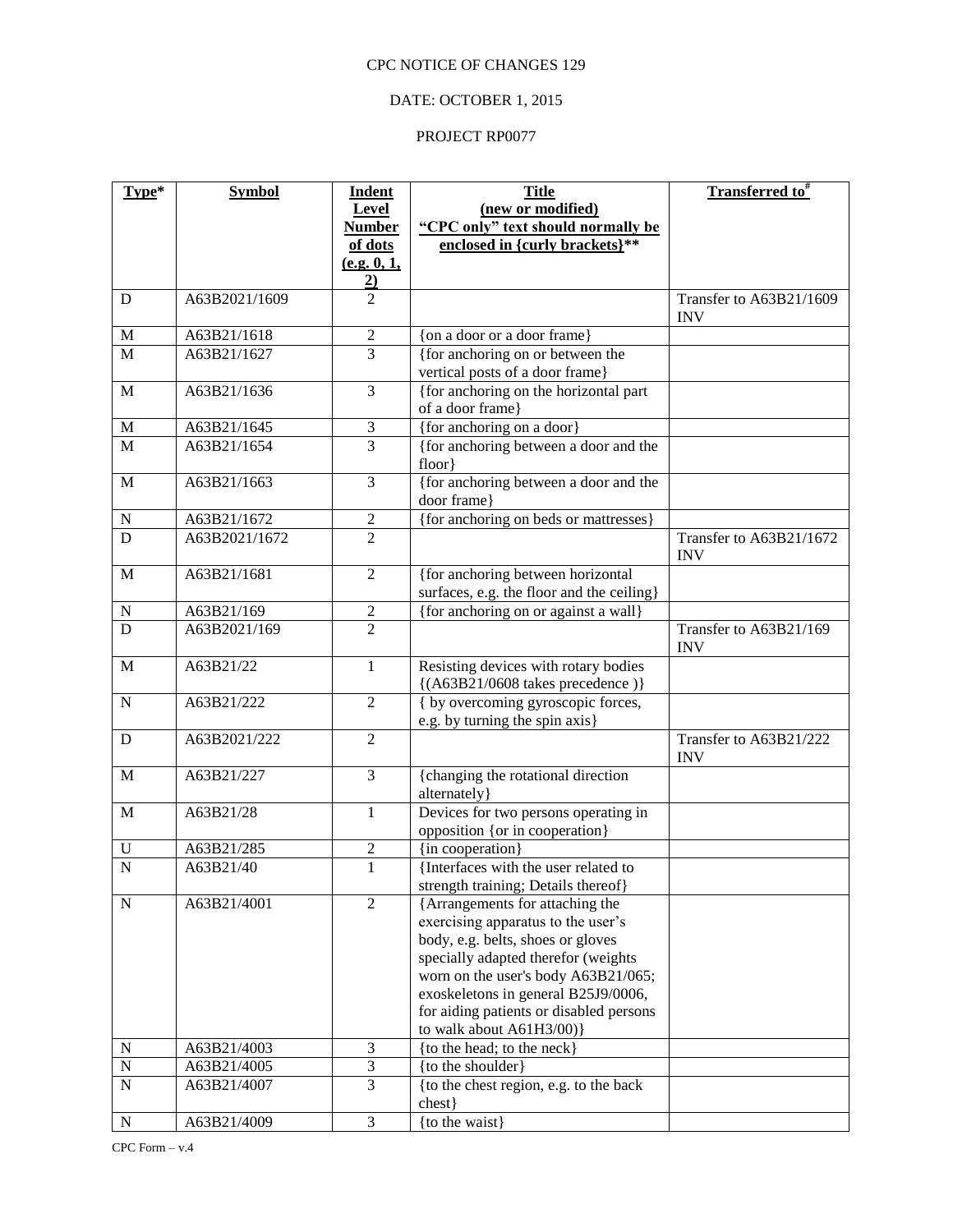CPC NOTICE OF CHANGES 129

DATE: OCTOBER 1, 2015

PROJECT RP0077

| Type* | Symbol | Indent Level Number of dots (e.g. 0, 1, 2) | Title (new or modified) "CPC only" text should normally be enclosed in {curly brackets}** | Transferred to# |
|---|---|---|---|---|
| D | A63B2021/1609 | 2 | | Transfer to A63B21/1609 INV |
| M | A63B21/1618 | 2 | {on a door or a door frame} | |
| M | A63B21/1627 | 3 | {for anchoring on or between the vertical posts of a door frame} | |
| M | A63B21/1636 | 3 | {for anchoring on the horizontal part of a door frame} | |
| M | A63B21/1645 | 3 | {for anchoring on a door} | |
| M | A63B21/1654 | 3 | {for anchoring between a door and the floor} | |
| M | A63B21/1663 | 3 | {for anchoring between a door and the door frame} | |
| N | A63B21/1672 | 2 | {for anchoring on beds or mattresses} | |
| D | A63B2021/1672 | 2 | | Transfer to A63B21/1672 INV |
| M | A63B21/1681 | 2 | {for anchoring between horizontal surfaces, e.g. the floor and the ceiling} | |
| N | A63B21/169 | 2 | {for anchoring on or against a wall} | |
| D | A63B2021/169 | 2 | | Transfer to A63B21/169 INV |
| M | A63B21/22 | 1 | Resisting devices with rotary bodies {(A63B21/0608 takes precedence )} | |
| N | A63B21/222 | 2 | { by overcoming gyroscopic forces, e.g. by turning the spin axis} | |
| D | A63B2021/222 | 2 | | Transfer to A63B21/222 INV |
| M | A63B21/227 | 3 | {changing the rotational direction alternately} | |
| M | A63B21/28 | 1 | Devices for two persons operating in opposition {or in cooperation} | |
| U | A63B21/285 | 2 | {in cooperation} | |
| N | A63B21/40 | 1 | {Interfaces with the user related to strength training; Details thereof} | |
| N | A63B21/4001 | 2 | {Arrangements for attaching the exercising apparatus to the user's body, e.g. belts, shoes or gloves specially adapted therefor (weights worn on the user's body A63B21/065; exoskeletons in general B25J9/0006, for aiding patients or disabled persons to walk about A61H3/00)} | |
| N | A63B21/4003 | 3 | {to the head; to the neck} | |
| N | A63B21/4005 | 3 | {to the shoulder} | |
| N | A63B21/4007 | 3 | {to the chest region, e.g. to the back chest} | |
| N | A63B21/4009 | 3 | {to the waist} | |

CPC Form – v.4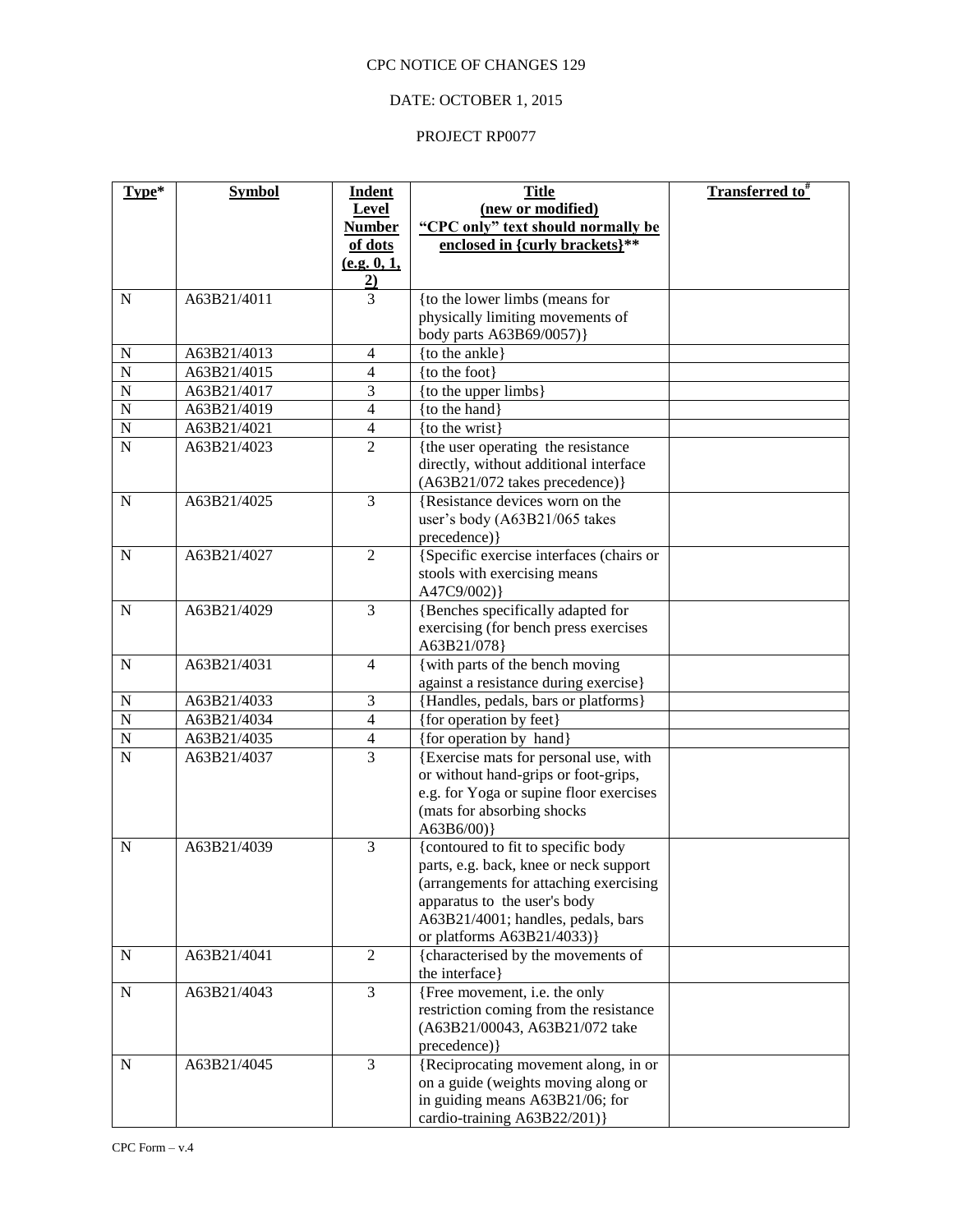CPC NOTICE OF CHANGES 129

DATE: OCTOBER 1, 2015

PROJECT RP0077

| Type* | Symbol | Indent Level Number of dots (e.g. 0, 1, 2) | Title (new or modified) "CPC only" text should normally be enclosed in {curly brackets}** | Transferred to# |
|---|---|---|---|---|
| N | A63B21/4011 | 3 | {to the lower limbs (means for physically limiting movements of body parts A63B69/0057)} | |
| N | A63B21/4013 | 4 | {to the ankle} | |
| N | A63B21/4015 | 4 | {to the foot} | |
| N | A63B21/4017 | 3 | {to the upper limbs} | |
| N | A63B21/4019 | 4 | {to the hand} | |
| N | A63B21/4021 | 4 | {to the wrist} | |
| N | A63B21/4023 | 2 | {the user operating the resistance directly, without additional interface (A63B21/072 takes precedence)} | |
| N | A63B21/4025 | 3 | {Resistance devices worn on the user's body (A63B21/065 takes precedence)} | |
| N | A63B21/4027 | 2 | {Specific exercise interfaces (chairs or stools with exercising means A47C9/002)} | |
| N | A63B21/4029 | 3 | {Benches specifically adapted for exercising (for bench press exercises A63B21/078} | |
| N | A63B21/4031 | 4 | {with parts of the bench moving against a resistance during exercise} | |
| N | A63B21/4033 | 3 | {Handles, pedals, bars or platforms} | |
| N | A63B21/4034 | 4 | {for operation by feet} | |
| N | A63B21/4035 | 4 | {for operation by hand} | |
| N | A63B21/4037 | 3 | {Exercise mats for personal use, with or without hand-grips or foot-grips, e.g. for Yoga or supine floor exercises (mats for absorbing shocks A63B6/00)} | |
| N | A63B21/4039 | 3 | {contoured to fit to specific body parts, e.g. back, knee or neck support (arrangements for attaching exercising apparatus to the user's body A63B21/4001; handles, pedals, bars or platforms A63B21/4033)} | |
| N | A63B21/4041 | 2 | {characterised by the movements of the interface} | |
| N | A63B21/4043 | 3 | {Free movement, i.e. the only restriction coming from the resistance (A63B21/00043, A63B21/072 take precedence)} | |
| N | A63B21/4045 | 3 | {Reciprocating movement along, in or on a guide (weights moving along or in guiding means A63B21/06; for cardio-training A63B22/201)} | |

CPC Form – v.4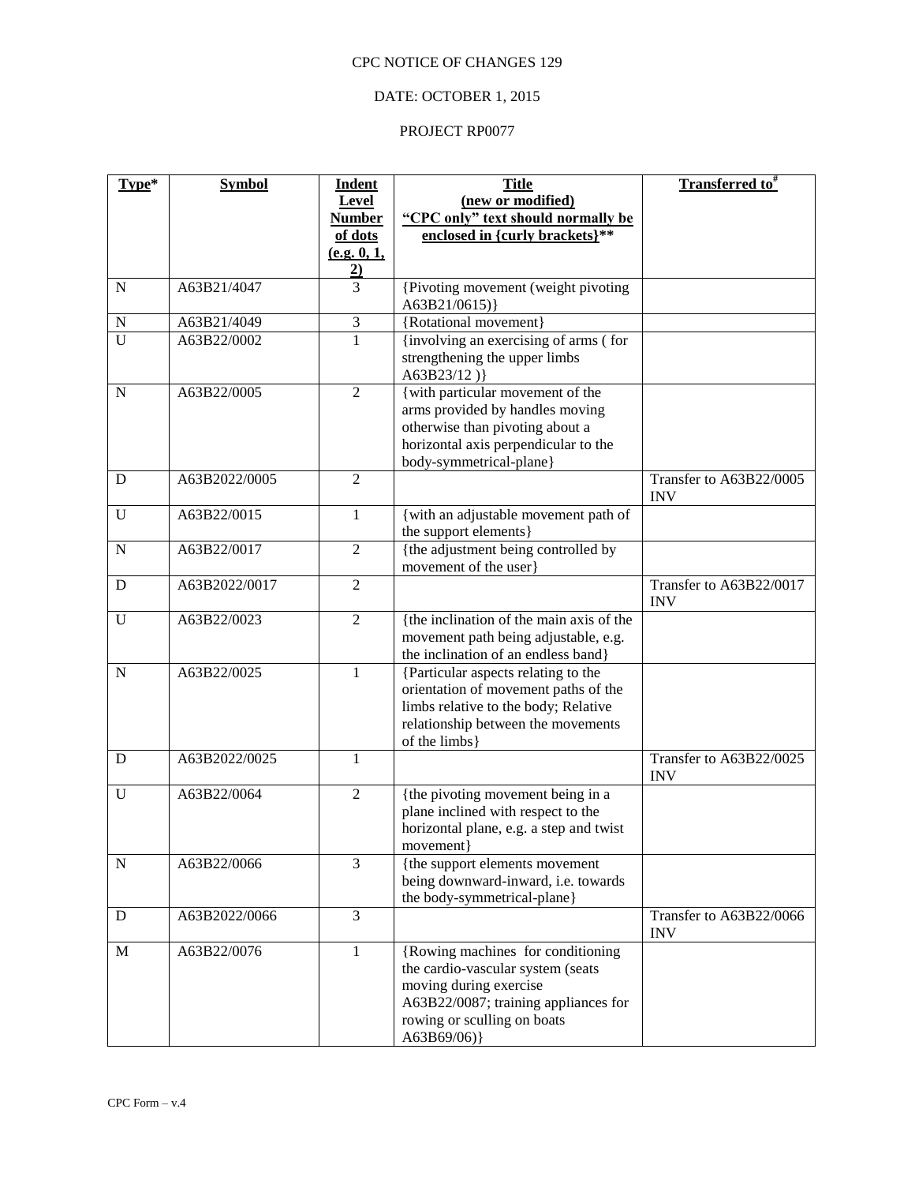CPC NOTICE OF CHANGES 129

DATE: OCTOBER 1, 2015

PROJECT RP0077

| Type* | Symbol | Indent Level Number of dots (e.g. 0, 1, 2) | Title (new or modified) "CPC only" text should normally be enclosed in {curly brackets}** | Transferred to# |
|---|---|---|---|---|
| N | A63B21/4047 | 3 | {Pivoting movement (weight pivoting A63B21/0615)} | |
| N | A63B21/4049 | 3 | {Rotational movement} | |
| U | A63B22/0002 | 1 | {involving an exercising of arms ( for strengthening the upper limbs A63B23/12 )} | |
| N | A63B22/0005 | 2 | {with particular movement of the arms provided by handles moving otherwise than pivoting about a horizontal axis perpendicular to the body-symmetrical-plane} | |
| D | A63B2022/0005 | 2 | | Transfer to A63B22/0005 INV |
| U | A63B22/0015 | 1 | {with an adjustable movement path of the support elements} | |
| N | A63B22/0017 | 2 | {the adjustment being controlled by movement of the user} | |
| D | A63B2022/0017 | 2 | | Transfer to A63B22/0017 INV |
| U | A63B22/0023 | 2 | {the inclination of the main axis of the movement path being adjustable, e.g. the inclination of an endless band} | |
| N | A63B22/0025 | 1 | {Particular aspects relating to the orientation of movement paths of the limbs relative to the body; Relative relationship between the movements of the limbs} | |
| D | A63B2022/0025 | 1 | | Transfer to A63B22/0025 INV |
| U | A63B22/0064 | 2 | {the pivoting movement being in a plane inclined with respect to the horizontal plane, e.g. a step and twist movement} | |
| N | A63B22/0066 | 3 | {the support elements movement being downward-inward, i.e. towards the body-symmetrical-plane} | |
| D | A63B2022/0066 | 3 | | Transfer to A63B22/0066 INV |
| M | A63B22/0076 | 1 | {Rowing machines for conditioning the cardio-vascular system (seats moving during exercise A63B22/0087; training appliances for rowing or sculling on boats A63B69/06)} | |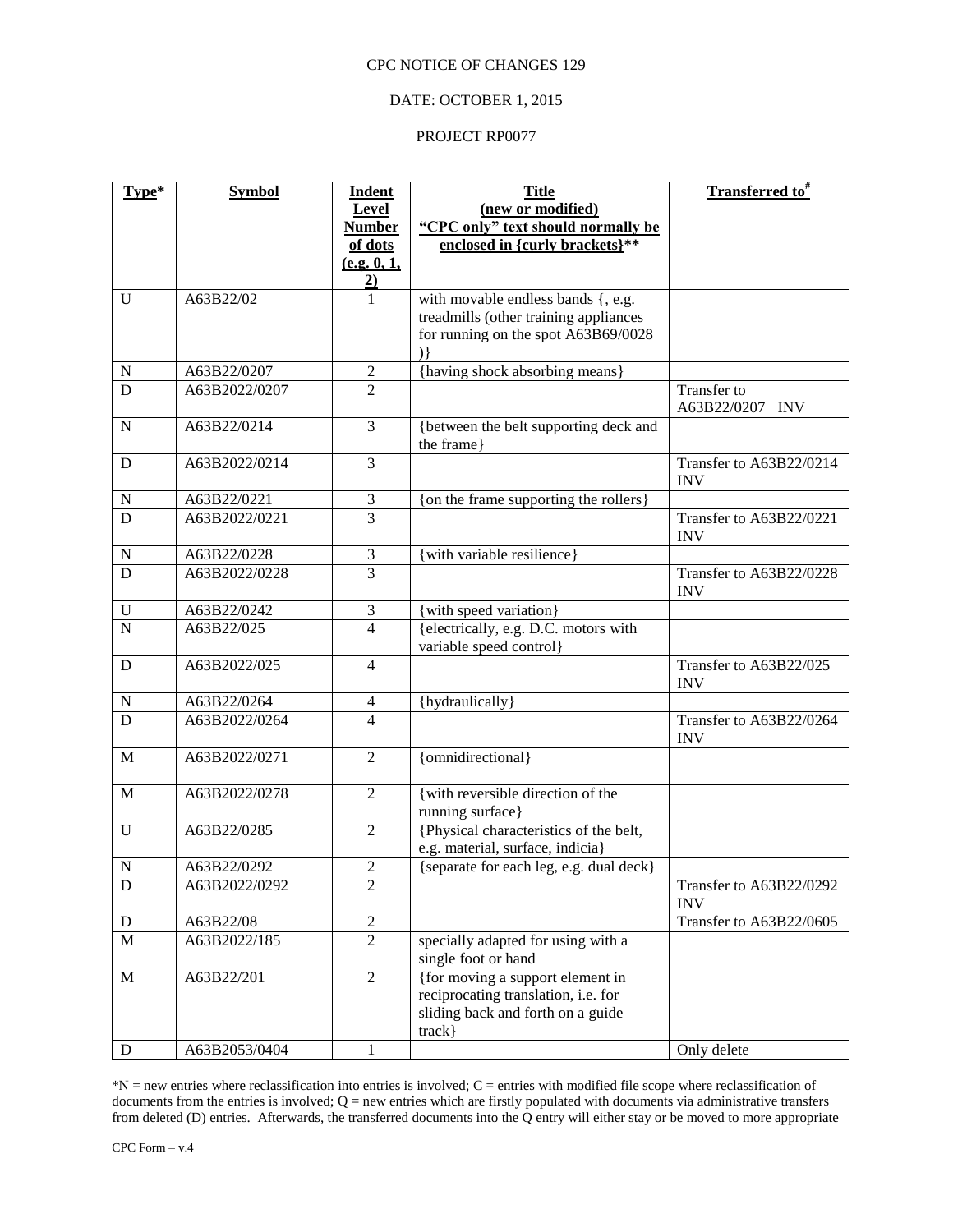CPC NOTICE OF CHANGES 129

DATE: OCTOBER 1, 2015

PROJECT RP0077

| Type* | Symbol | Indent Level Number of dots (e.g. 0, 1, 2) | Title (new or modified) "CPC only" text should normally be enclosed in {curly brackets}** | Transferred to# |
|---|---|---|---|---|
| U | A63B22/02 | 1 | with movable endless bands {, e.g. treadmills (other training appliances for running on the spot A63B69/0028 )} | |
| N | A63B22/0207 | 2 | {having shock absorbing means} | |
| D | A63B2022/0207 | 2 | | Transfer to A63B22/0207 INV |
| N | A63B22/0214 | 3 | {between the belt supporting deck and the frame} | |
| D | A63B2022/0214 | 3 | | Transfer to A63B22/0214 INV |
| N | A63B22/0221 | 3 | {on the frame supporting the rollers} | |
| D | A63B2022/0221 | 3 | | Transfer to A63B22/0221 INV |
| N | A63B22/0228 | 3 | {with variable resilience} | |
| D | A63B2022/0228 | 3 | | Transfer to A63B22/0228 INV |
| U | A63B22/0242 | 3 | {with speed variation} | |
| N | A63B22/025 | 4 | {electrically, e.g. D.C. motors with variable speed control} | |
| D | A63B2022/025 | 4 | | Transfer to A63B22/025 INV |
| N | A63B22/0264 | 4 | {hydraulically} | |
| D | A63B2022/0264 | 4 | | Transfer to A63B22/0264 INV |
| M | A63B2022/0271 | 2 | {omnidirectional} | |
| M | A63B2022/0278 | 2 | {with reversible direction of the running surface} | |
| U | A63B22/0285 | 2 | {Physical characteristics of the belt, e.g. material, surface, indicia} | |
| N | A63B22/0292 | 2 | {separate for each leg, e.g. dual deck} | |
| D | A63B2022/0292 | 2 | | Transfer to A63B22/0292 INV |
| D | A63B22/08 | 2 | | Transfer to A63B22/0605 |
| M | A63B2022/185 | 2 | specially adapted for using with a single foot or hand | |
| M | A63B22/201 | 2 | {for moving a support element in reciprocating translation, i.e. for sliding back and forth on a guide track} | |
| D | A63B2053/0404 | 1 | | Only delete |

*N = new entries where reclassification into entries is involved; C = entries with modified file scope where reclassification of documents from the entries is involved; Q = new entries which are firstly populated with documents via administrative transfers from deleted (D) entries. Afterwards, the transferred documents into the Q entry will either stay or be moved to more appropriate

CPC Form – v.4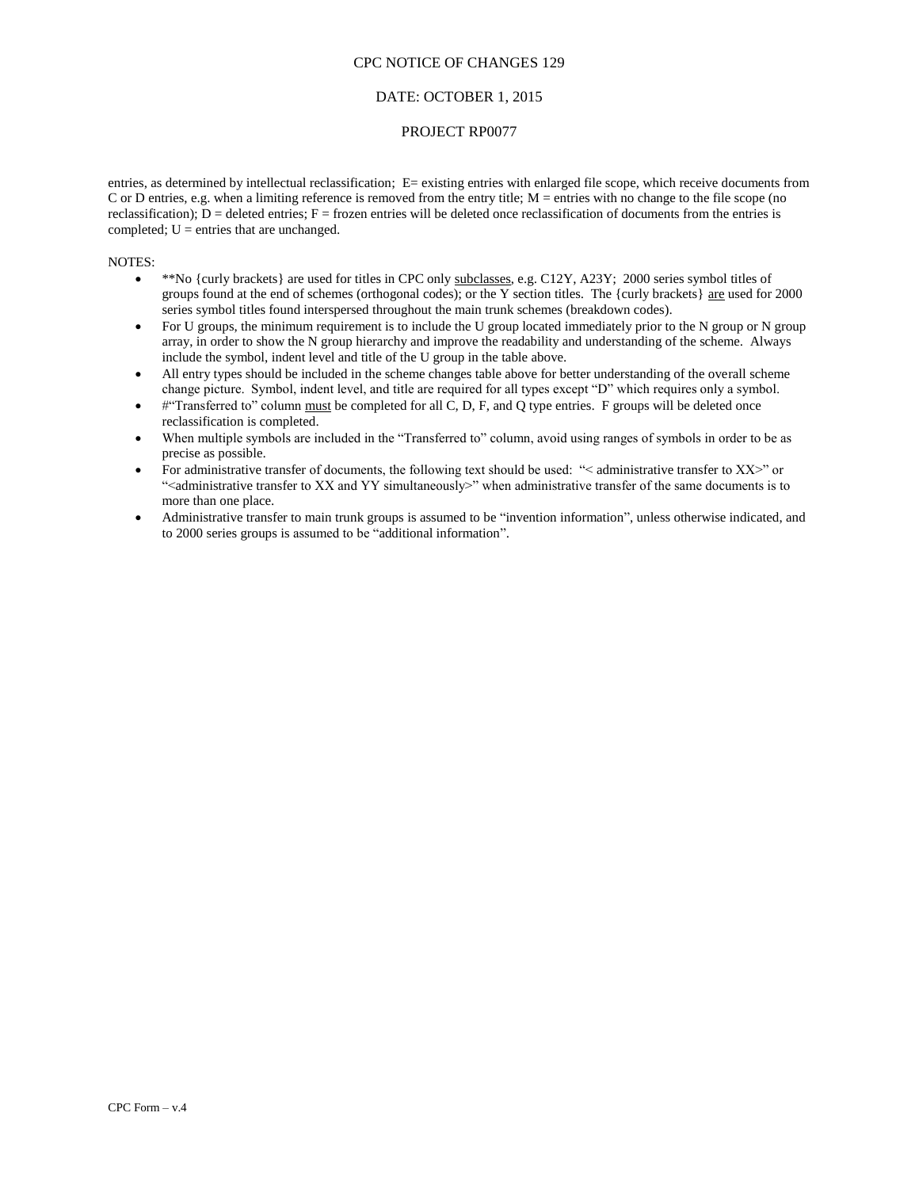entries, as determined by intellectual reclassification; E= existing entries with enlarged file scope, which receive documents from C or D entries, e.g. when a limiting reference is removed from the entry title; M = entries with no change to the file scope (no reclassification); D = deleted entries; F = frozen entries will be deleted once reclassification of documents from the entries is completed; U = entries that are unchanged.

NOTES:

- **No {curly brackets} are used for titles in CPC only subclasses, e.g. C12Y, A23Y; 2000 series symbol titles of groups found at the end of schemes (orthogonal codes); or the Y section titles. The {curly brackets} are used for 2000 series symbol titles found interspersed throughout the main trunk schemes (breakdown codes).
- For U groups, the minimum requirement is to include the U group located immediately prior to the N group or N group array, in order to show the N group hierarchy and improve the readability and understanding of the scheme. Always include the symbol, indent level and title of the U group in the table above.
- All entry types should be included in the scheme changes table above for better understanding of the overall scheme change picture. Symbol, indent level, and title are required for all types except "D" which requires only a symbol.
- #"Transferred to" column must be completed for all C, D, F, and Q type entries. F groups will be deleted once reclassification is completed.
- When multiple symbols are included in the "Transferred to" column, avoid using ranges of symbols in order to be as precise as possible.
- For administrative transfer of documents, the following text should be used: "< administrative transfer to XX>" or "<administrative transfer to XX and YY simultaneously>" when administrative transfer of the same documents is to more than one place.
- Administrative transfer to main trunk groups is assumed to be "invention information", unless otherwise indicated, and to 2000 series groups is assumed to be "additional information".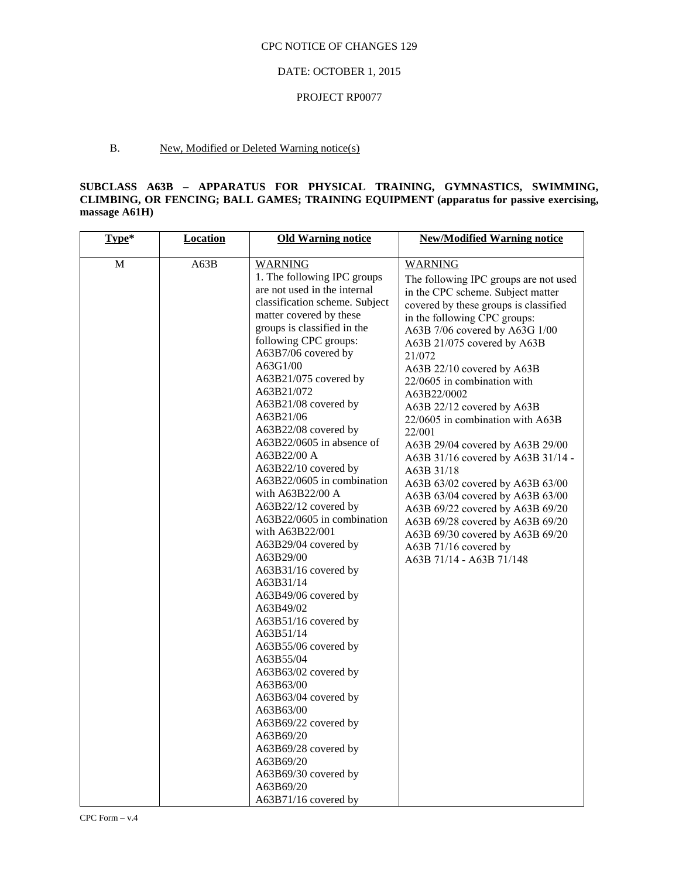CPC NOTICE OF CHANGES 129

DATE: OCTOBER 1, 2015

PROJECT RP0077

B. New, Modified or Deleted Warning notice(s)

**SUBCLASS A63B – APPARATUS FOR PHYSICAL TRAINING, GYMNASTICS, SWIMMING, CLIMBING, OR FENCING; BALL GAMES; TRAINING EQUIPMENT (apparatus for passive exercising, massage A61H)**

| Type* | Location | Old Warning notice | New/Modified Warning notice |
|---|---|---|---|
| M | A63B | WARNING<br>1. The following IPC groups are not used in the internal classification scheme. Subject matter covered by these groups is classified in the following CPC groups:<br>A63B7/06 covered by A63G1/00<br>A63B21/075 covered by A63B21/072<br>A63B21/08 covered by A63B21/06<br>A63B22/08 covered by A63B22/0605 in absence of A63B22/00 A<br>A63B22/10 covered by A63B22/0605 in combination with A63B22/00 A<br>A63B22/12 covered by A63B22/0605 in combination with A63B22/001<br>A63B29/04 covered by A63B29/00<br>A63B31/16 covered by A63B31/14<br>A63B49/06 covered by A63B49/02<br>A63B51/16 covered by A63B51/14<br>A63B55/06 covered by A63B55/04<br>A63B63/02 covered by A63B63/00<br>A63B63/04 covered by A63B63/00<br>A63B69/22 covered by A63B69/20<br>A63B69/28 covered by A63B69/20<br>A63B69/30 covered by A63B69/20<br>A63B71/16 covered by | WARNING<br>The following IPC groups are not used in the CPC scheme. Subject matter covered by these groups is classified in the following CPC groups:<br>A63B 7/06 covered by A63G 1/00<br>A63B 21/075 covered by A63B 21/072<br>A63B 22/10 covered by A63B 22/0605 in combination with A63B22/0002<br>A63B 22/12 covered by A63B 22/0605 in combination with A63B 22/001<br>A63B 29/04 covered by A63B 29/00<br>A63B 31/16 covered by A63B 31/14 - A63B 31/18<br>A63B 63/02 covered by A63B 63/00<br>A63B 63/04 covered by A63B 63/00<br>A63B 69/22 covered by A63B 69/20<br>A63B 69/28 covered by A63B 69/20<br>A63B 69/30 covered by A63B 69/20<br>A63B 71/16 covered by A63B 71/14 - A63B 71/148 |

CPC Form – v.4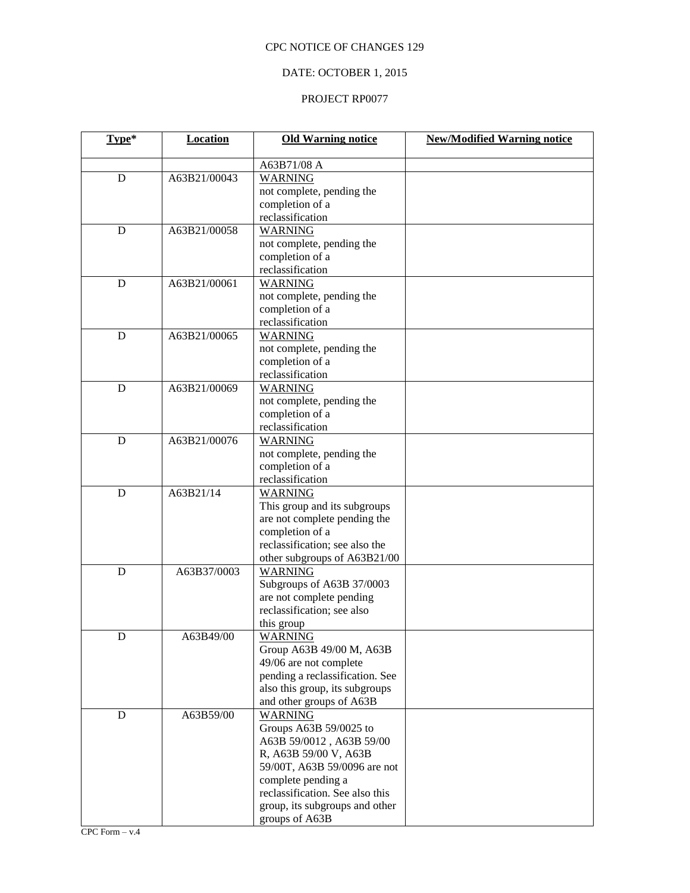CPC NOTICE OF CHANGES 129

DATE: OCTOBER 1, 2015

PROJECT RP0077

| Type* | Location | Old Warning notice | New/Modified Warning notice |
|---|---|---|---|
| | | A63B71/08 A | |
| D | A63B21/00043 | WARNING<br>not complete, pending the completion of a reclassification | |
| D | A63B21/00058 | WARNING<br>not complete, pending the completion of a reclassification | |
| D | A63B21/00061 | WARNING<br>not complete, pending the completion of a reclassification | |
| D | A63B21/00065 | WARNING<br>not complete, pending the completion of a reclassification | |
| D | A63B21/00069 | WARNING<br>not complete, pending the completion of a reclassification | |
| D | A63B21/00076 | WARNING<br>not complete, pending the completion of a reclassification | |
| D | A63B21/14 | WARNING<br>This group and its subgroups are not complete pending the completion of a reclassification; see also the other subgroups of A63B21/00 | |
| D | A63B37/0003 | WARNING<br>Subgroups of A63B 37/0003 are not complete pending reclassification; see also this group | |
| D | A63B49/00 | WARNING<br>Group A63B 49/00 M, A63B 49/06 are not complete pending a reclassification. See also this group, its subgroups and other groups of A63B | |
| D | A63B59/00 | WARNING<br>Groups A63B 59/0025 to A63B 59/0012 , A63B 59/00 R, A63B 59/00 V, A63B 59/00T, A63B 59/0096 are not complete pending a reclassification. See also this group, its subgroups and other groups of A63B | |

CPC Form – v.4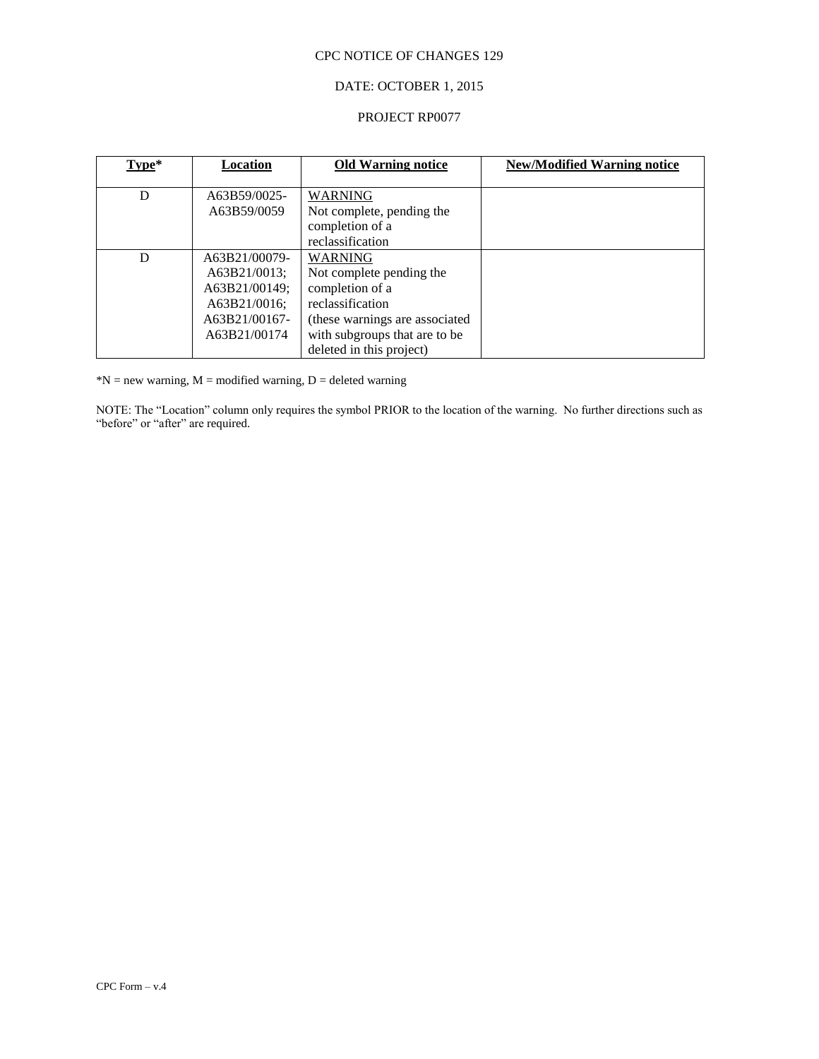CPC NOTICE OF CHANGES 129

DATE: OCTOBER 1, 2015

PROJECT RP0077

| Type* | Location | Old Warning notice | New/Modified Warning notice |
|---|---|---|---|
| D | A63B59/0025-A63B59/0059 | WARNING<br>Not complete, pending the completion of a reclassification | |
| D | A63B21/00079-A63B21/0013; A63B21/00149; A63B21/0016; A63B21/00167-A63B21/00174 | WARNING<br>Not complete pending the completion of a reclassification<br>(these warnings are associated with subgroups that are to be deleted in this project) | |

*N = new warning, M = modified warning, D = deleted warning

NOTE: The "Location" column only requires the symbol PRIOR to the location of the warning. No further directions such as "before" or "after" are required.

CPC Form – v.4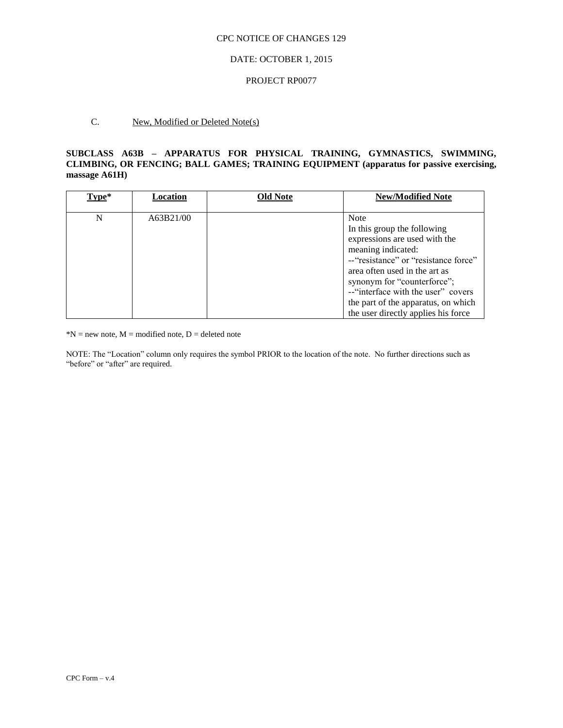CPC NOTICE OF CHANGES 129

DATE: OCTOBER 1, 2015

PROJECT RP0077

C. New, Modified or Deleted Note(s)

**SUBCLASS A63B – APPARATUS FOR PHYSICAL TRAINING, GYMNASTICS, SWIMMING, CLIMBING, OR FENCING; BALL GAMES; TRAINING EQUIPMENT (apparatus for passive exercising, massage A61H)**

| Type* | Location | Old Note | New/Modified Note |
|---|---|---|---|
| N | A63B21/00 | | Note<br>In this group the following expressions are used with the meaning indicated:<br>--“resistance” or “resistance force” area often used in the art as synonym for “counterforce”;<br>--“interface with the user” covers the part of the apparatus, on which the user directly applies his force |

*N = new note, M = modified note, D = deleted note

NOTE: The “Location” column only requires the symbol PRIOR to the location of the note. No further directions such as “before” or “after” are required.

CPC Form – v.4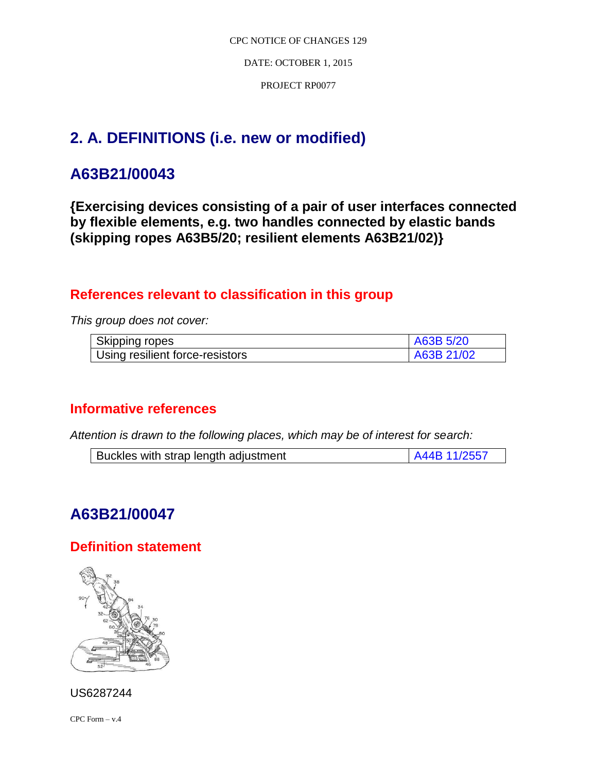## 2. A. DEFINITIONS (i.e. new or modified)

## A63B21/00043

**{Exercising devices consisting of a pair of user interfaces connected by flexible elements, e.g. two handles connected by elastic bands (skipping ropes A63B5/20; resilient elements A63B21/02)}**

### References relevant to classification in this group

*This group does not cover:*

| Skipping ropes | A63B 5/20 |
|---|---|
| Using resilient force-resistors | A63B 21/02 |

### Informative references

*Attention is drawn to the following places, which may be of interest for search:*

| Buckles with strap length adjustment | A44B 11/2557 |
|---|---|

## A63B21/00047

### Definition statement

US6287244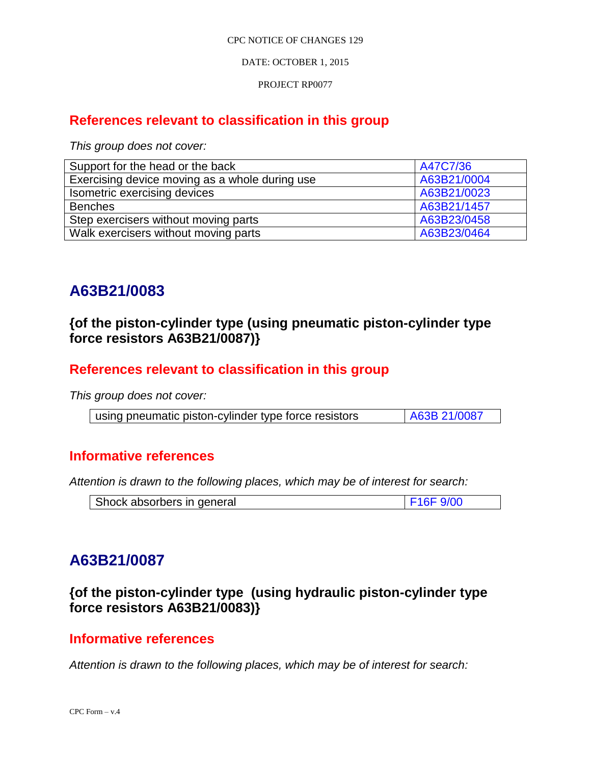## References relevant to classification in this group

*This group does not cover:*

| | |
|---|---|
| Support for the head or the back | A47C7/36 |
| Exercising device moving as a whole during use | A63B21/0004 |
| Isometric exercising devices | A63B21/0023 |
| Benches | A63B21/1457 |
| Step exercisers without moving parts | A63B23/0458 |
| Walk exercisers without moving parts | A63B23/0464 |

# A63B21/0083

## {of the piston-cylinder type (using pneumatic piston-cylinder type force resistors A63B21/0087)}

## References relevant to classification in this group

*This group does not cover:*

| | |
|---|---|
| using pneumatic piston-cylinder type force resistors | A63B 21/0087 |

## Informative references

*Attention is drawn to the following places, which may be of interest for search:*

| | |
|---|---|
| Shock absorbers in general | F16F 9/00 |

# A63B21/0087

## {of the piston-cylinder type (using hydraulic piston-cylinder type force resistors A63B21/0083)}

## Informative references

*Attention is drawn to the following places, which may be of interest for search:*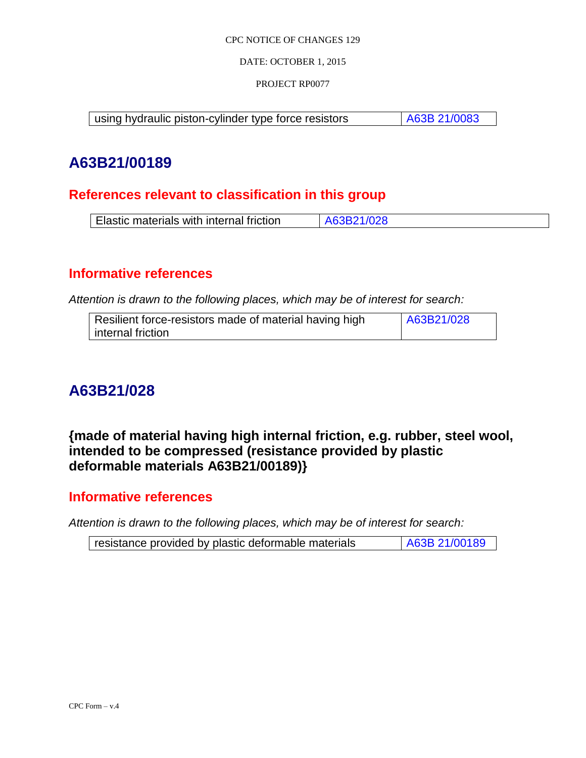| using hydraulic piston-cylinder type force resistors | A63B 21/0083 |
|---|---|

## A63B21/00189

### References relevant to classification in this group

| Elastic materials with internal friction | A63B21/028 |
|---|---|

### Informative references

*Attention is drawn to the following places, which may be of interest for search:*

| Resilient force-resistors made of material having high internal friction | A63B21/028 |
|---|---|

## A63B21/028

### {made of material having high internal friction, e.g. rubber, steel wool, intended to be compressed (resistance provided by plastic deformable materials A63B21/00189)}

### Informative references

*Attention is drawn to the following places, which may be of interest for search:*

| resistance provided by plastic deformable materials | A63B 21/00189 |
|---|---|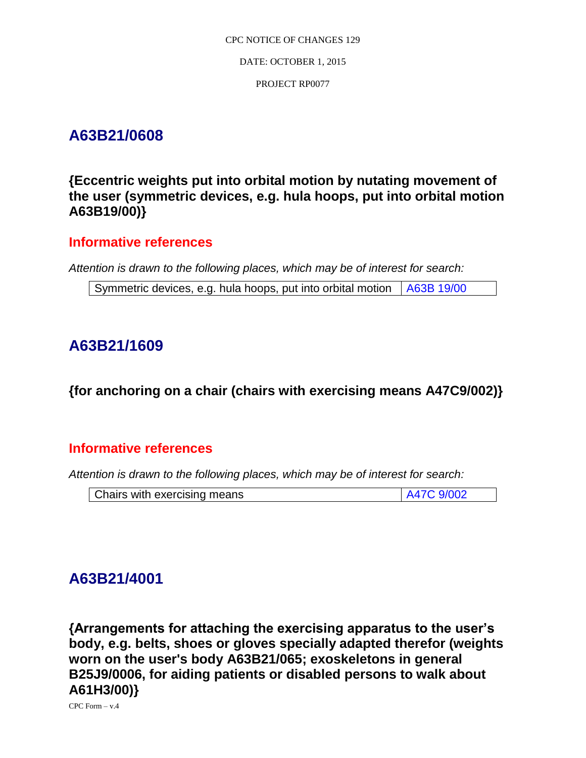## A63B21/0608

### {Eccentric weights put into orbital motion by nutating movement of the user (symmetric devices, e.g. hula hoops, put into orbital motion A63B19/00)}

#### Informative references

*Attention is drawn to the following places, which may be of interest for search:*

| Symmetric devices, e.g. hula hoops, put into orbital motion | A63B 19/00 |
|---|---|

## A63B21/1609

### {for anchoring on a chair (chairs with exercising means A47C9/002)}

#### Informative references

*Attention is drawn to the following places, which may be of interest for search:*

| Chairs with exercising means | A47C 9/002 |
|---|---|

## A63B21/4001

### {Arrangements for attaching the exercising apparatus to the user's body, e.g. belts, shoes or gloves specially adapted therefor (weights worn on the user's body A63B21/065; exoskeletons in general B25J9/0006, for aiding patients or disabled persons to walk about A61H3/00)}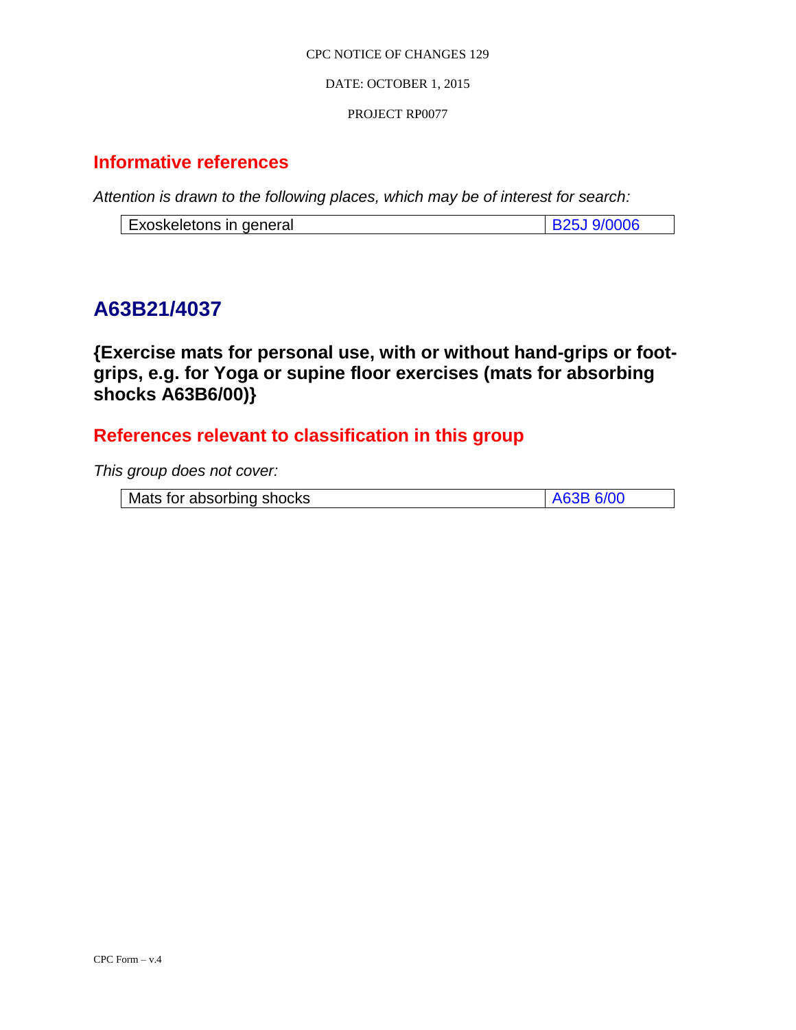## Informative references

*Attention is drawn to the following places, which may be of interest for search:*

| Exoskeletons in general | B25J 9/0006 |
|---|---|

# A63B21/4037

### {Exercise mats for personal use, with or without hand-grips or foot-grips, e.g. for Yoga or supine floor exercises (mats for absorbing shocks A63B6/00)}

## References relevant to classification in this group

*This group does not cover:*

| Mats for absorbing shocks | A63B 6/00 |
|---|---|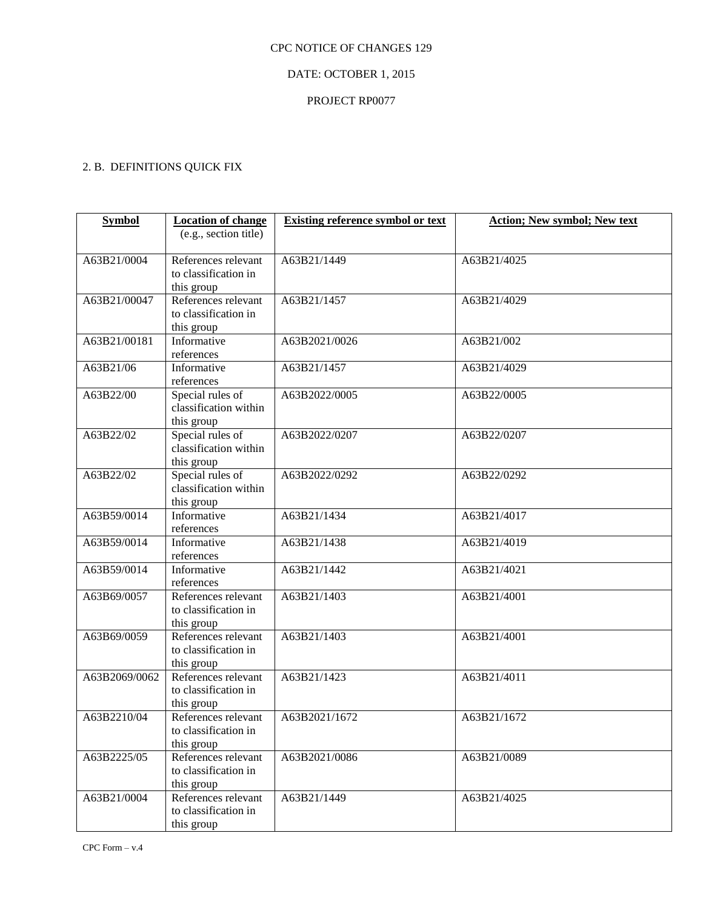CPC NOTICE OF CHANGES 129

DATE: OCTOBER 1, 2015

PROJECT RP0077

2. B. DEFINITIONS QUICK FIX

| Symbol | Location of change (e.g., section title) | Existing reference symbol or text | Action; New symbol; New text |
|---|---|---|---|
| A63B21/0004 | References relevant to classification in this group | A63B21/1449 | A63B21/4025 |
| A63B21/00047 | References relevant to classification in this group | A63B21/1457 | A63B21/4029 |
| A63B21/00181 | Informative references | A63B2021/0026 | A63B21/002 |
| A63B21/06 | Informative references | A63B21/1457 | A63B21/4029 |
| A63B22/00 | Special rules of classification within this group | A63B2022/0005 | A63B22/0005 |
| A63B22/02 | Special rules of classification within this group | A63B2022/0207 | A63B22/0207 |
| A63B22/02 | Special rules of classification within this group | A63B2022/0292 | A63B22/0292 |
| A63B59/0014 | Informative references | A63B21/1434 | A63B21/4017 |
| A63B59/0014 | Informative references | A63B21/1438 | A63B21/4019 |
| A63B59/0014 | Informative references | A63B21/1442 | A63B21/4021 |
| A63B69/0057 | References relevant to classification in this group | A63B21/1403 | A63B21/4001 |
| A63B69/0059 | References relevant to classification in this group | A63B21/1403 | A63B21/4001 |
| A63B2069/0062 | References relevant to classification in this group | A63B21/1423 | A63B21/4011 |
| A63B2210/04 | References relevant to classification in this group | A63B2021/1672 | A63B21/1672 |
| A63B2225/05 | References relevant to classification in this group | A63B2021/0086 | A63B21/0089 |
| A63B21/0004 | References relevant to classification in this group | A63B21/1449 | A63B21/4025 |

CPC Form – v.4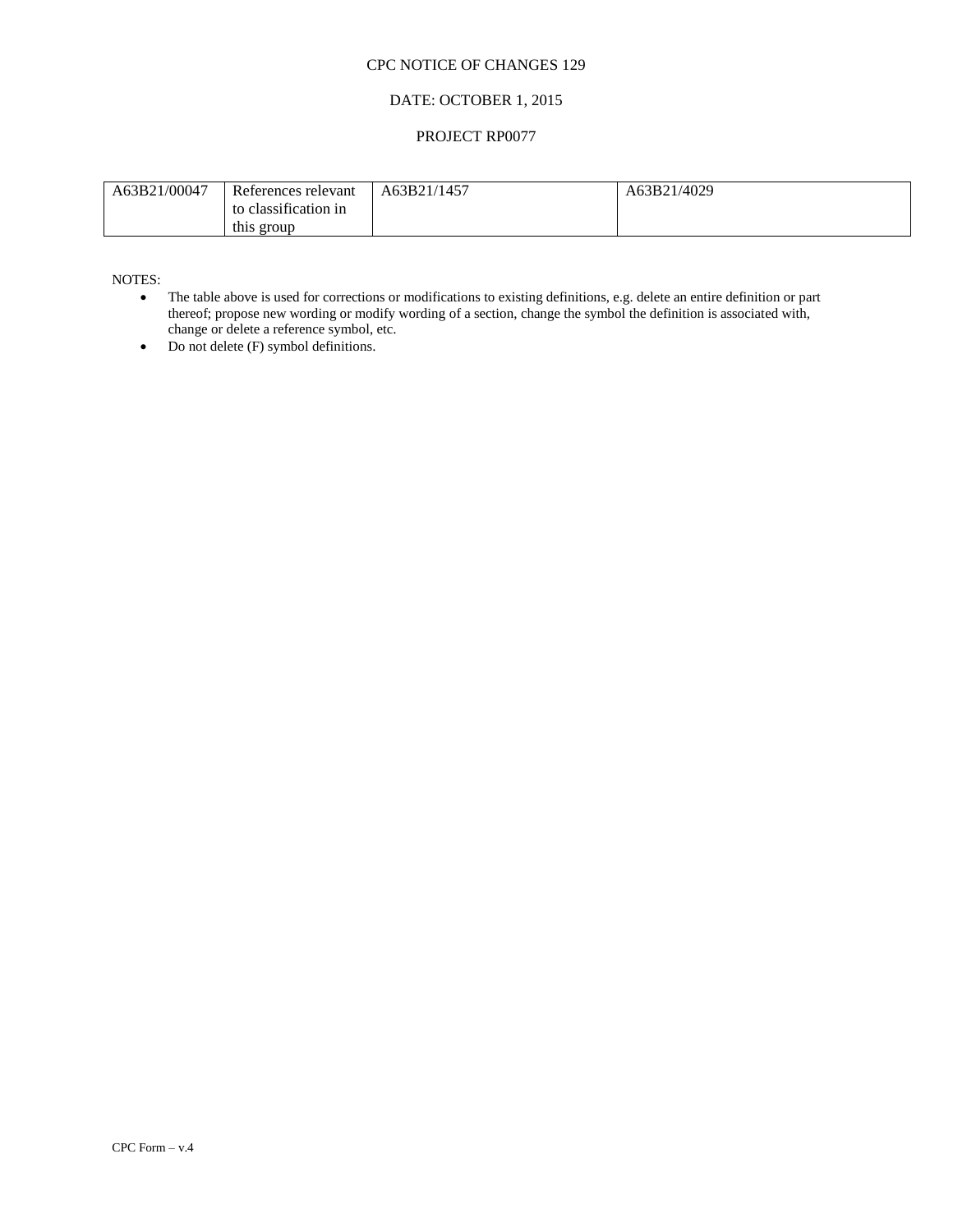CPC NOTICE OF CHANGES 129

DATE: OCTOBER 1, 2015

PROJECT RP0077

| A63B21/00047 | References relevant to classification in this group | A63B21/1457 | A63B21/4029 |
|---|---|---|---|

NOTES:

- The table above is used for corrections or modifications to existing definitions, e.g. delete an entire definition or part thereof; propose new wording or modify wording of a section, change the symbol the definition is associated with, change or delete a reference symbol, etc.
- Do not delete (F) symbol definitions.

CPC Form – v.4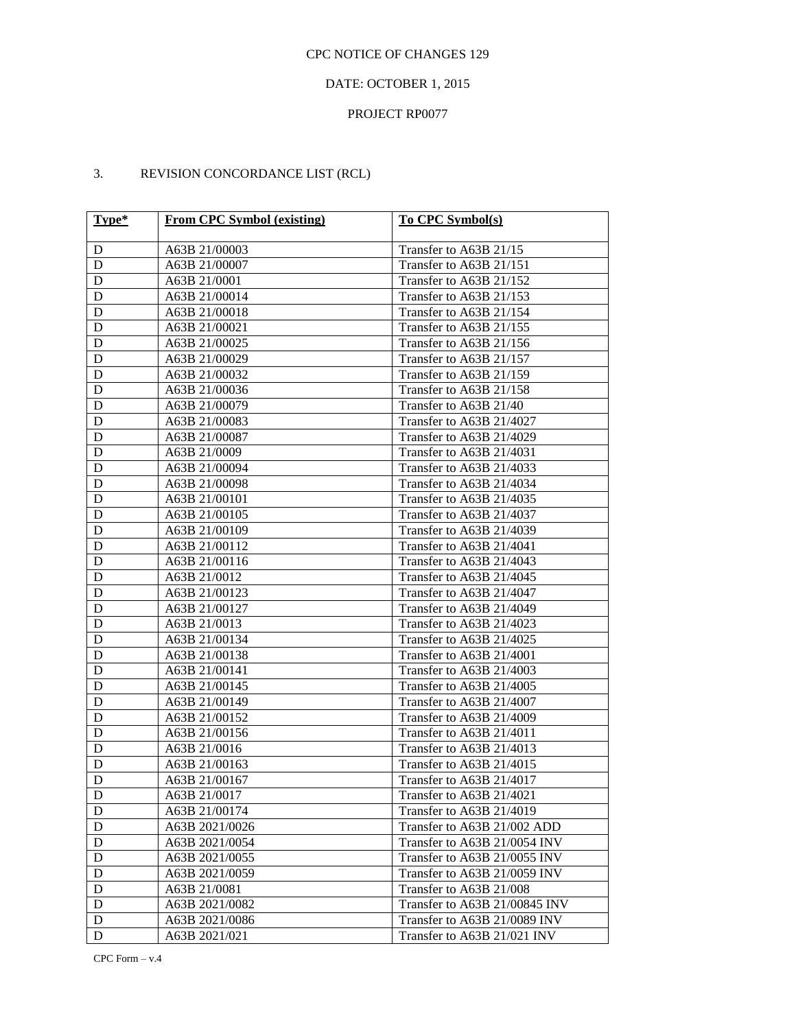CPC NOTICE OF CHANGES 129

DATE: OCTOBER 1, 2015

PROJECT RP0077

3. REVISION CONCORDANCE LIST (RCL)

| Type* | From CPC Symbol (existing) | To CPC Symbol(s) |
|---|---|---|
| D | A63B 21/00003 | Transfer to A63B 21/15 |
| D | A63B 21/00007 | Transfer to A63B 21/151 |
| D | A63B 21/0001 | Transfer to A63B 21/152 |
| D | A63B 21/00014 | Transfer to A63B 21/153 |
| D | A63B 21/00018 | Transfer to A63B 21/154 |
| D | A63B 21/00021 | Transfer to A63B 21/155 |
| D | A63B 21/00025 | Transfer to A63B 21/156 |
| D | A63B 21/00029 | Transfer to A63B 21/157 |
| D | A63B 21/00032 | Transfer to A63B 21/159 |
| D | A63B 21/00036 | Transfer to A63B 21/158 |
| D | A63B 21/00079 | Transfer to A63B 21/40 |
| D | A63B 21/00083 | Transfer to A63B 21/4027 |
| D | A63B 21/00087 | Transfer to A63B 21/4029 |
| D | A63B 21/0009 | Transfer to A63B 21/4031 |
| D | A63B 21/00094 | Transfer to A63B 21/4033 |
| D | A63B 21/00098 | Transfer to A63B 21/4034 |
| D | A63B 21/00101 | Transfer to A63B 21/4035 |
| D | A63B 21/00105 | Transfer to A63B 21/4037 |
| D | A63B 21/00109 | Transfer to A63B 21/4039 |
| D | A63B 21/00112 | Transfer to A63B 21/4041 |
| D | A63B 21/00116 | Transfer to A63B 21/4043 |
| D | A63B 21/0012 | Transfer to A63B 21/4045 |
| D | A63B 21/00123 | Transfer to A63B 21/4047 |
| D | A63B 21/00127 | Transfer to A63B 21/4049 |
| D | A63B 21/0013 | Transfer to A63B 21/4023 |
| D | A63B 21/00134 | Transfer to A63B 21/4025 |
| D | A63B 21/00138 | Transfer to A63B 21/4001 |
| D | A63B 21/00141 | Transfer to A63B 21/4003 |
| D | A63B 21/00145 | Transfer to A63B 21/4005 |
| D | A63B 21/00149 | Transfer to A63B 21/4007 |
| D | A63B 21/00152 | Transfer to A63B 21/4009 |
| D | A63B 21/00156 | Transfer to A63B 21/4011 |
| D | A63B 21/0016 | Transfer to A63B 21/4013 |
| D | A63B 21/00163 | Transfer to A63B 21/4015 |
| D | A63B 21/00167 | Transfer to A63B 21/4017 |
| D | A63B 21/0017 | Transfer to A63B 21/4021 |
| D | A63B 21/00174 | Transfer to A63B 21/4019 |
| D | A63B 2021/0026 | Transfer to A63B 21/002 ADD |
| D | A63B 2021/0054 | Transfer to A63B 21/0054 INV |
| D | A63B 2021/0055 | Transfer to A63B 21/0055 INV |
| D | A63B 2021/0059 | Transfer to A63B 21/0059 INV |
| D | A63B 21/0081 | Transfer to A63B 21/008 |
| D | A63B 2021/0082 | Transfer to A63B 21/00845 INV |
| D | A63B 2021/0086 | Transfer to A63B 21/0089 INV |
| D | A63B 2021/021 | Transfer to A63B 21/021 INV |

CPC Form – v.4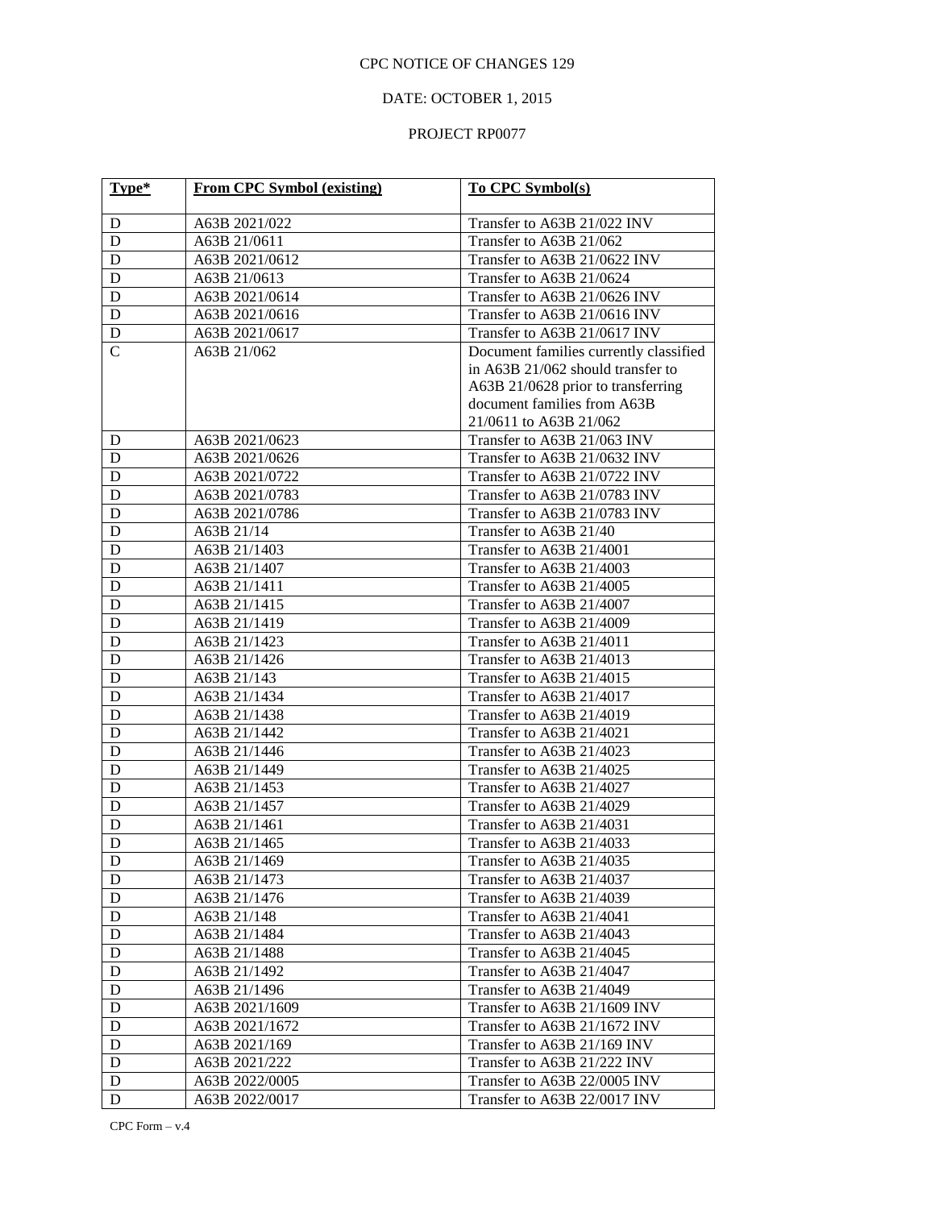CPC NOTICE OF CHANGES 129

DATE: OCTOBER 1, 2015

PROJECT RP0077

| Type* | From CPC Symbol (existing) | To CPC Symbol(s) |
|---|---|---|
| D | A63B 2021/022 | Transfer to A63B 21/022 INV |
| D | A63B 21/0611 | Transfer to A63B 21/062 |
| D | A63B 2021/0612 | Transfer to A63B 21/0622 INV |
| D | A63B 21/0613 | Transfer to A63B 21/0624 |
| D | A63B 2021/0614 | Transfer to A63B 21/0626 INV |
| D | A63B 2021/0616 | Transfer to A63B 21/0616 INV |
| D | A63B 2021/0617 | Transfer to A63B 21/0617 INV |
| C | A63B 21/062 | Document families currently classified in A63B 21/062 should transfer to A63B 21/0628 prior to transferring document families from A63B 21/0611 to A63B 21/062 |
| D | A63B 2021/0623 | Transfer to A63B 21/063 INV |
| D | A63B 2021/0626 | Transfer to A63B 21/0632 INV |
| D | A63B 2021/0722 | Transfer to A63B 21/0722 INV |
| D | A63B 2021/0783 | Transfer to A63B 21/0783 INV |
| D | A63B 2021/0786 | Transfer to A63B 21/0783 INV |
| D | A63B 21/14 | Transfer to A63B 21/40 |
| D | A63B 21/1403 | Transfer to A63B 21/4001 |
| D | A63B 21/1407 | Transfer to A63B 21/4003 |
| D | A63B 21/1411 | Transfer to A63B 21/4005 |
| D | A63B 21/1415 | Transfer to A63B 21/4007 |
| D | A63B 21/1419 | Transfer to A63B 21/4009 |
| D | A63B 21/1423 | Transfer to A63B 21/4011 |
| D | A63B 21/1426 | Transfer to A63B 21/4013 |
| D | A63B 21/143 | Transfer to A63B 21/4015 |
| D | A63B 21/1434 | Transfer to A63B 21/4017 |
| D | A63B 21/1438 | Transfer to A63B 21/4019 |
| D | A63B 21/1442 | Transfer to A63B 21/4021 |
| D | A63B 21/1446 | Transfer to A63B 21/4023 |
| D | A63B 21/1449 | Transfer to A63B 21/4025 |
| D | A63B 21/1453 | Transfer to A63B 21/4027 |
| D | A63B 21/1457 | Transfer to A63B 21/4029 |
| D | A63B 21/1461 | Transfer to A63B 21/4031 |
| D | A63B 21/1465 | Transfer to A63B 21/4033 |
| D | A63B 21/1469 | Transfer to A63B 21/4035 |
| D | A63B 21/1473 | Transfer to A63B 21/4037 |
| D | A63B 21/1476 | Transfer to A63B 21/4039 |
| D | A63B 21/148 | Transfer to A63B 21/4041 |
| D | A63B 21/1484 | Transfer to A63B 21/4043 |
| D | A63B 21/1488 | Transfer to A63B 21/4045 |
| D | A63B 21/1492 | Transfer to A63B 21/4047 |
| D | A63B 21/1496 | Transfer to A63B 21/4049 |
| D | A63B 2021/1609 | Transfer to A63B 21/1609 INV |
| D | A63B 2021/1672 | Transfer to A63B 21/1672 INV |
| D | A63B 2021/169 | Transfer to A63B 21/169 INV |
| D | A63B 2021/222 | Transfer to A63B 21/222 INV |
| D | A63B 2022/0005 | Transfer to A63B 22/0005 INV |
| D | A63B 2022/0017 | Transfer to A63B 22/0017 INV |

CPC Form – v.4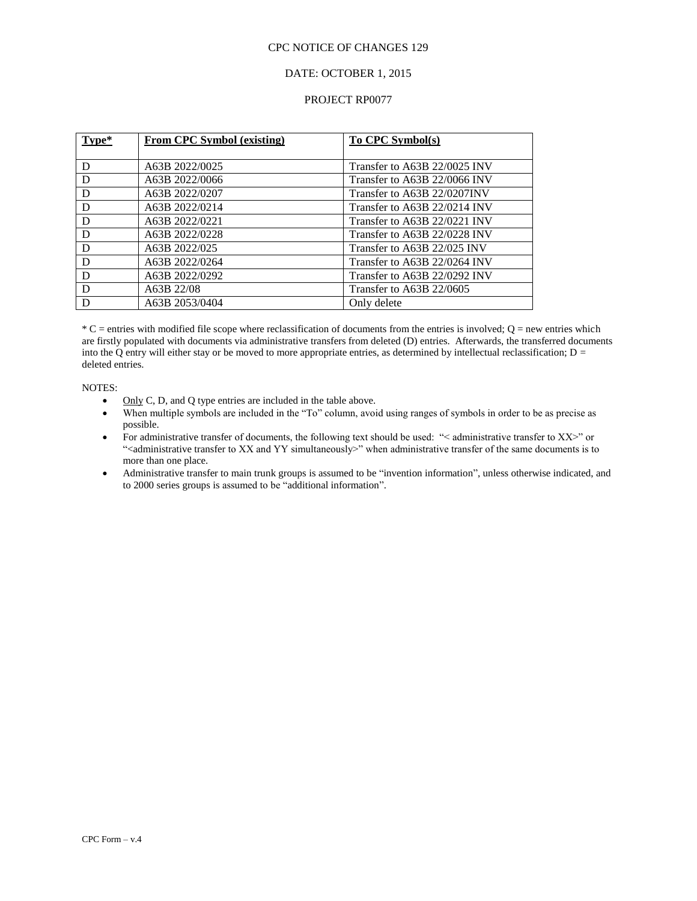CPC NOTICE OF CHANGES 129

DATE: OCTOBER 1, 2015

PROJECT RP0077

| Type* | From CPC Symbol (existing) | To CPC Symbol(s) |
|---|---|---|
| D | A63B 2022/0025 | Transfer to A63B 22/0025 INV |
| D | A63B 2022/0066 | Transfer to A63B 22/0066 INV |
| D | A63B 2022/0207 | Transfer to A63B 22/0207INV |
| D | A63B 2022/0214 | Transfer to A63B 22/0214 INV |
| D | A63B 2022/0221 | Transfer to A63B 22/0221 INV |
| D | A63B 2022/0228 | Transfer to A63B 22/0228 INV |
| D | A63B 2022/025 | Transfer to A63B 22/025 INV |
| D | A63B 2022/0264 | Transfer to A63B 22/0264 INV |
| D | A63B 2022/0292 | Transfer to A63B 22/0292 INV |
| D | A63B 22/08 | Transfer to A63B 22/0605 |
| D | A63B 2053/0404 | Only delete |

* C = entries with modified file scope where reclassification of documents from the entries is involved; Q = new entries which are firstly populated with documents via administrative transfers from deleted (D) entries. Afterwards, the transferred documents into the Q entry will either stay or be moved to more appropriate entries, as determined by intellectual reclassification; D = deleted entries.

NOTES:

- Only C, D, and Q type entries are included in the table above.
- When multiple symbols are included in the "To" column, avoid using ranges of symbols in order to be as precise as possible.
- For administrative transfer of documents, the following text should be used: "< administrative transfer to XX>" or "<administrative transfer to XX and YY simultaneously>" when administrative transfer of the same documents is to more than one place.
- Administrative transfer to main trunk groups is assumed to be "invention information", unless otherwise indicated, and to 2000 series groups is assumed to be "additional information".

CPC Form – v.4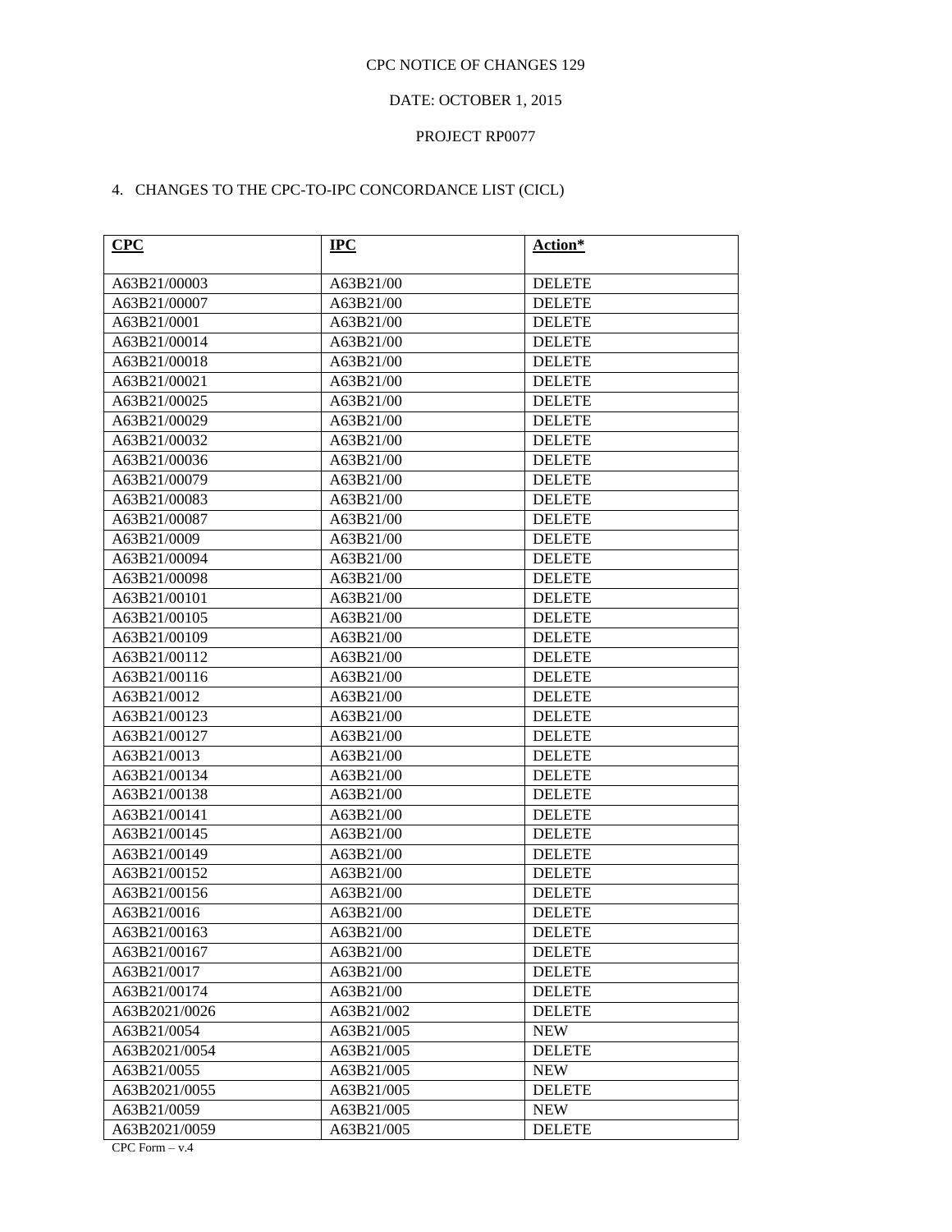CPC NOTICE OF CHANGES 129

DATE: OCTOBER 1, 2015

PROJECT RP0077

4. CHANGES TO THE CPC-TO-IPC CONCORDANCE LIST (CICL)

| **CPC** | **IPC** | **Action*** |
|---|---|---|
| A63B21/00003 | A63B21/00 | DELETE |
| A63B21/00007 | A63B21/00 | DELETE |
| A63B21/0001 | A63B21/00 | DELETE |
| A63B21/00014 | A63B21/00 | DELETE |
| A63B21/00018 | A63B21/00 | DELETE |
| A63B21/00021 | A63B21/00 | DELETE |
| A63B21/00025 | A63B21/00 | DELETE |
| A63B21/00029 | A63B21/00 | DELETE |
| A63B21/00032 | A63B21/00 | DELETE |
| A63B21/00036 | A63B21/00 | DELETE |
| A63B21/00079 | A63B21/00 | DELETE |
| A63B21/00083 | A63B21/00 | DELETE |
| A63B21/00087 | A63B21/00 | DELETE |
| A63B21/0009 | A63B21/00 | DELETE |
| A63B21/00094 | A63B21/00 | DELETE |
| A63B21/00098 | A63B21/00 | DELETE |
| A63B21/00101 | A63B21/00 | DELETE |
| A63B21/00105 | A63B21/00 | DELETE |
| A63B21/00109 | A63B21/00 | DELETE |
| A63B21/00112 | A63B21/00 | DELETE |
| A63B21/00116 | A63B21/00 | DELETE |
| A63B21/0012 | A63B21/00 | DELETE |
| A63B21/00123 | A63B21/00 | DELETE |
| A63B21/00127 | A63B21/00 | DELETE |
| A63B21/0013 | A63B21/00 | DELETE |
| A63B21/00134 | A63B21/00 | DELETE |
| A63B21/00138 | A63B21/00 | DELETE |
| A63B21/00141 | A63B21/00 | DELETE |
| A63B21/00145 | A63B21/00 | DELETE |
| A63B21/00149 | A63B21/00 | DELETE |
| A63B21/00152 | A63B21/00 | DELETE |
| A63B21/00156 | A63B21/00 | DELETE |
| A63B21/0016 | A63B21/00 | DELETE |
| A63B21/00163 | A63B21/00 | DELETE |
| A63B21/00167 | A63B21/00 | DELETE |
| A63B21/0017 | A63B21/00 | DELETE |
| A63B21/00174 | A63B21/00 | DELETE |
| A63B2021/0026 | A63B21/002 | DELETE |
| A63B21/0054 | A63B21/005 | NEW |
| A63B2021/0054 | A63B21/005 | DELETE |
| A63B21/0055 | A63B21/005 | NEW |
| A63B2021/0055 | A63B21/005 | DELETE |
| A63B21/0059 | A63B21/005 | NEW |
| A63B2021/0059 | A63B21/005 | DELETE |

CPC Form – v.4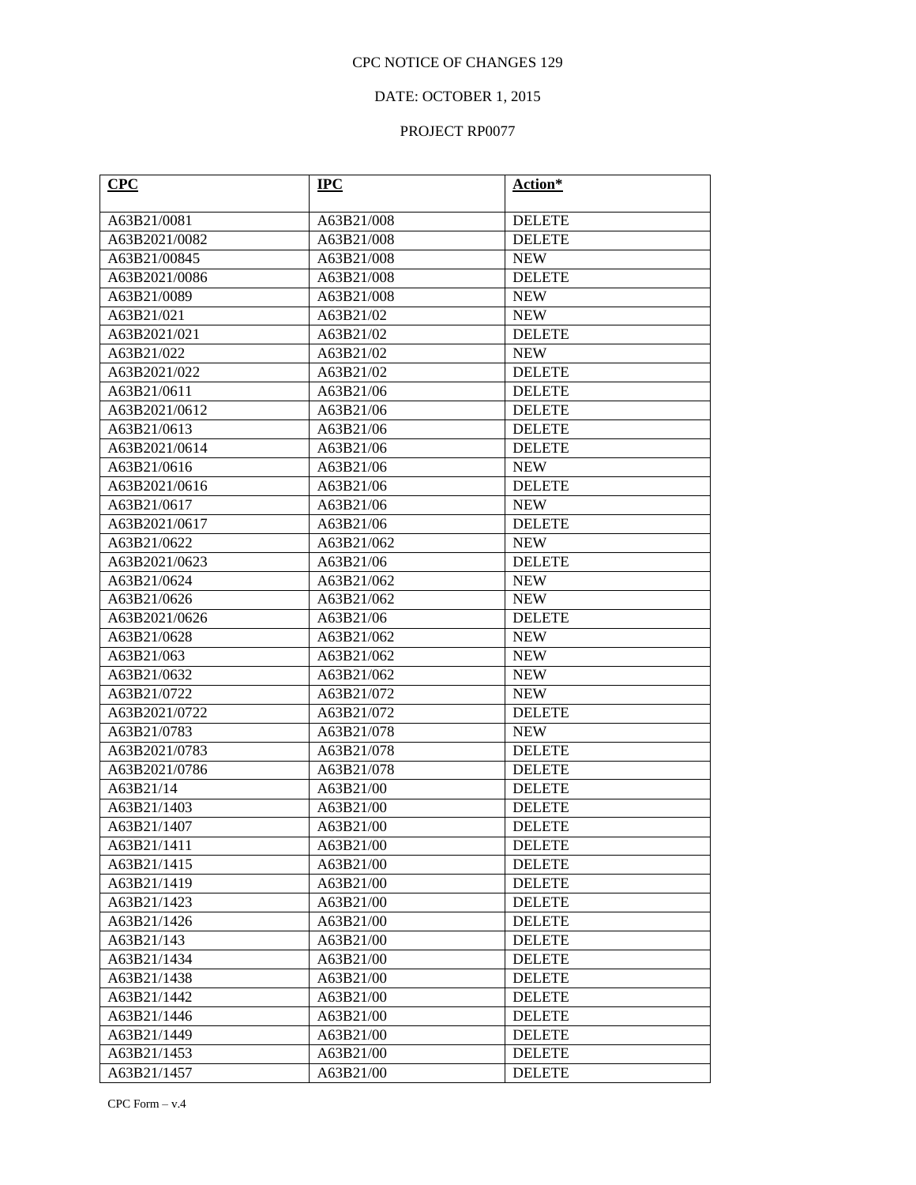CPC NOTICE OF CHANGES 129

DATE: OCTOBER 1, 2015

PROJECT RP0077

| **CPC** | **IPC** | **Action*** |
|---|---|---|
| A63B21/0081 | A63B21/008 | DELETE |
| A63B2021/0082 | A63B21/008 | DELETE |
| A63B21/00845 | A63B21/008 | NEW |
| A63B2021/0086 | A63B21/008 | DELETE |
| A63B21/0089 | A63B21/008 | NEW |
| A63B21/021 | A63B21/02 | NEW |
| A63B2021/021 | A63B21/02 | DELETE |
| A63B21/022 | A63B21/02 | NEW |
| A63B2021/022 | A63B21/02 | DELETE |
| A63B21/0611 | A63B21/06 | DELETE |
| A63B2021/0612 | A63B21/06 | DELETE |
| A63B21/0613 | A63B21/06 | DELETE |
| A63B2021/0614 | A63B21/06 | DELETE |
| A63B21/0616 | A63B21/06 | NEW |
| A63B2021/0616 | A63B21/06 | DELETE |
| A63B21/0617 | A63B21/06 | NEW |
| A63B2021/0617 | A63B21/06 | DELETE |
| A63B21/0622 | A63B21/062 | NEW |
| A63B2021/0623 | A63B21/06 | DELETE |
| A63B21/0624 | A63B21/062 | NEW |
| A63B21/0626 | A63B21/062 | NEW |
| A63B2021/0626 | A63B21/06 | DELETE |
| A63B21/0628 | A63B21/062 | NEW |
| A63B21/063 | A63B21/062 | NEW |
| A63B21/0632 | A63B21/062 | NEW |
| A63B21/0722 | A63B21/072 | NEW |
| A63B2021/0722 | A63B21/072 | DELETE |
| A63B21/0783 | A63B21/078 | NEW |
| A63B2021/0783 | A63B21/078 | DELETE |
| A63B2021/0786 | A63B21/078 | DELETE |
| A63B21/14 | A63B21/00 | DELETE |
| A63B21/1403 | A63B21/00 | DELETE |
| A63B21/1407 | A63B21/00 | DELETE |
| A63B21/1411 | A63B21/00 | DELETE |
| A63B21/1415 | A63B21/00 | DELETE |
| A63B21/1419 | A63B21/00 | DELETE |
| A63B21/1423 | A63B21/00 | DELETE |
| A63B21/1426 | A63B21/00 | DELETE |
| A63B21/143 | A63B21/00 | DELETE |
| A63B21/1434 | A63B21/00 | DELETE |
| A63B21/1438 | A63B21/00 | DELETE |
| A63B21/1442 | A63B21/00 | DELETE |
| A63B21/1446 | A63B21/00 | DELETE |
| A63B21/1449 | A63B21/00 | DELETE |
| A63B21/1453 | A63B21/00 | DELETE |
| A63B21/1457 | A63B21/00 | DELETE |

CPC Form – v.4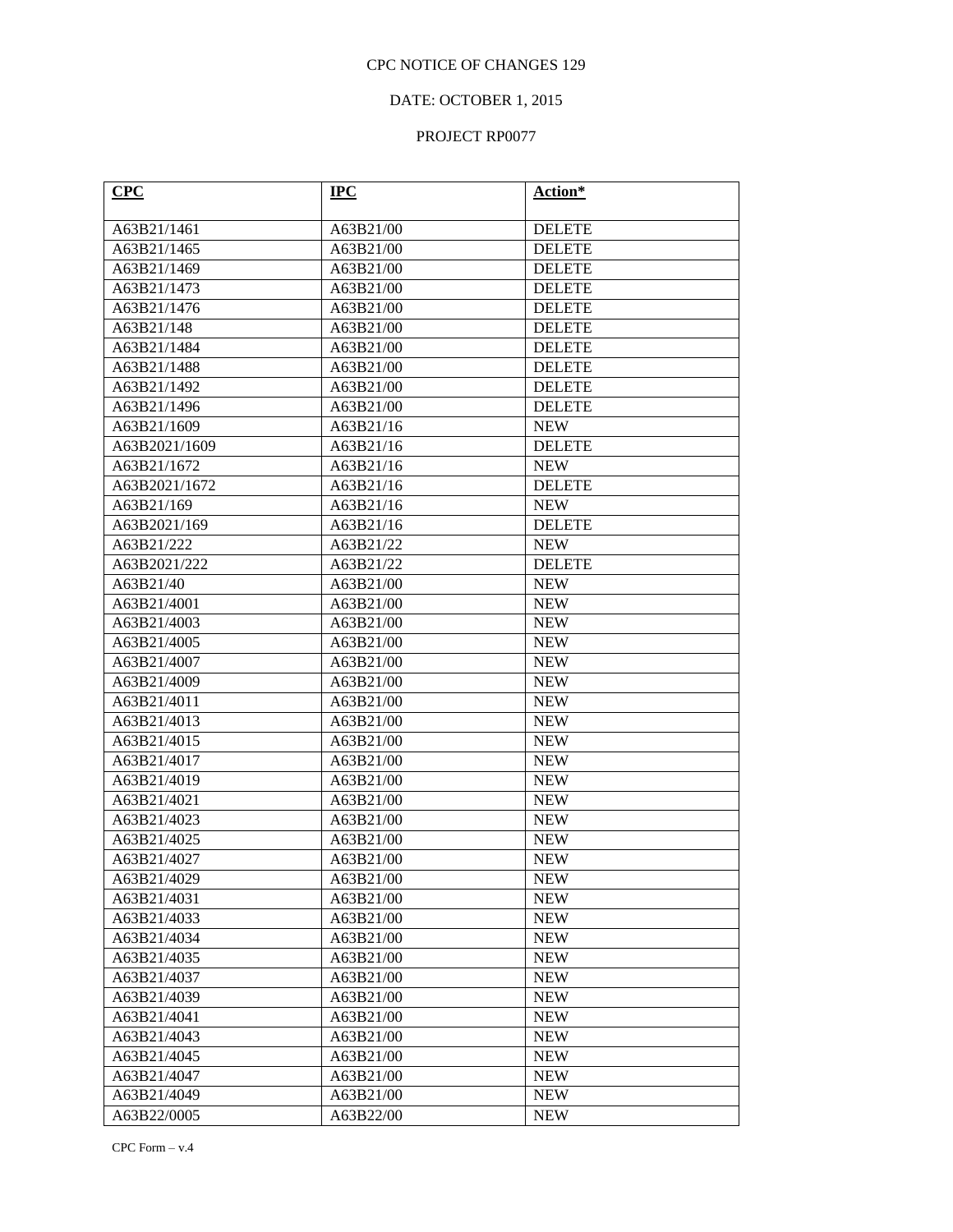CPC NOTICE OF CHANGES 129

DATE: OCTOBER 1, 2015

PROJECT RP0077

| **CPC** | **IPC** | **Action*** |
|---|---|---|
| A63B21/1461 | A63B21/00 | DELETE |
| A63B21/1465 | A63B21/00 | DELETE |
| A63B21/1469 | A63B21/00 | DELETE |
| A63B21/1473 | A63B21/00 | DELETE |
| A63B21/1476 | A63B21/00 | DELETE |
| A63B21/148 | A63B21/00 | DELETE |
| A63B21/1484 | A63B21/00 | DELETE |
| A63B21/1488 | A63B21/00 | DELETE |
| A63B21/1492 | A63B21/00 | DELETE |
| A63B21/1496 | A63B21/00 | DELETE |
| A63B21/1609 | A63B21/16 | NEW |
| A63B2021/1609 | A63B21/16 | DELETE |
| A63B21/1672 | A63B21/16 | NEW |
| A63B2021/1672 | A63B21/16 | DELETE |
| A63B21/169 | A63B21/16 | NEW |
| A63B2021/169 | A63B21/16 | DELETE |
| A63B21/222 | A63B21/22 | NEW |
| A63B2021/222 | A63B21/22 | DELETE |
| A63B21/40 | A63B21/00 | NEW |
| A63B21/4001 | A63B21/00 | NEW |
| A63B21/4003 | A63B21/00 | NEW |
| A63B21/4005 | A63B21/00 | NEW |
| A63B21/4007 | A63B21/00 | NEW |
| A63B21/4009 | A63B21/00 | NEW |
| A63B21/4011 | A63B21/00 | NEW |
| A63B21/4013 | A63B21/00 | NEW |
| A63B21/4015 | A63B21/00 | NEW |
| A63B21/4017 | A63B21/00 | NEW |
| A63B21/4019 | A63B21/00 | NEW |
| A63B21/4021 | A63B21/00 | NEW |
| A63B21/4023 | A63B21/00 | NEW |
| A63B21/4025 | A63B21/00 | NEW |
| A63B21/4027 | A63B21/00 | NEW |
| A63B21/4029 | A63B21/00 | NEW |
| A63B21/4031 | A63B21/00 | NEW |
| A63B21/4033 | A63B21/00 | NEW |
| A63B21/4034 | A63B21/00 | NEW |
| A63B21/4035 | A63B21/00 | NEW |
| A63B21/4037 | A63B21/00 | NEW |
| A63B21/4039 | A63B21/00 | NEW |
| A63B21/4041 | A63B21/00 | NEW |
| A63B21/4043 | A63B21/00 | NEW |
| A63B21/4045 | A63B21/00 | NEW |
| A63B21/4047 | A63B21/00 | NEW |
| A63B21/4049 | A63B21/00 | NEW |
| A63B22/0005 | A63B22/00 | NEW |

CPC Form – v.4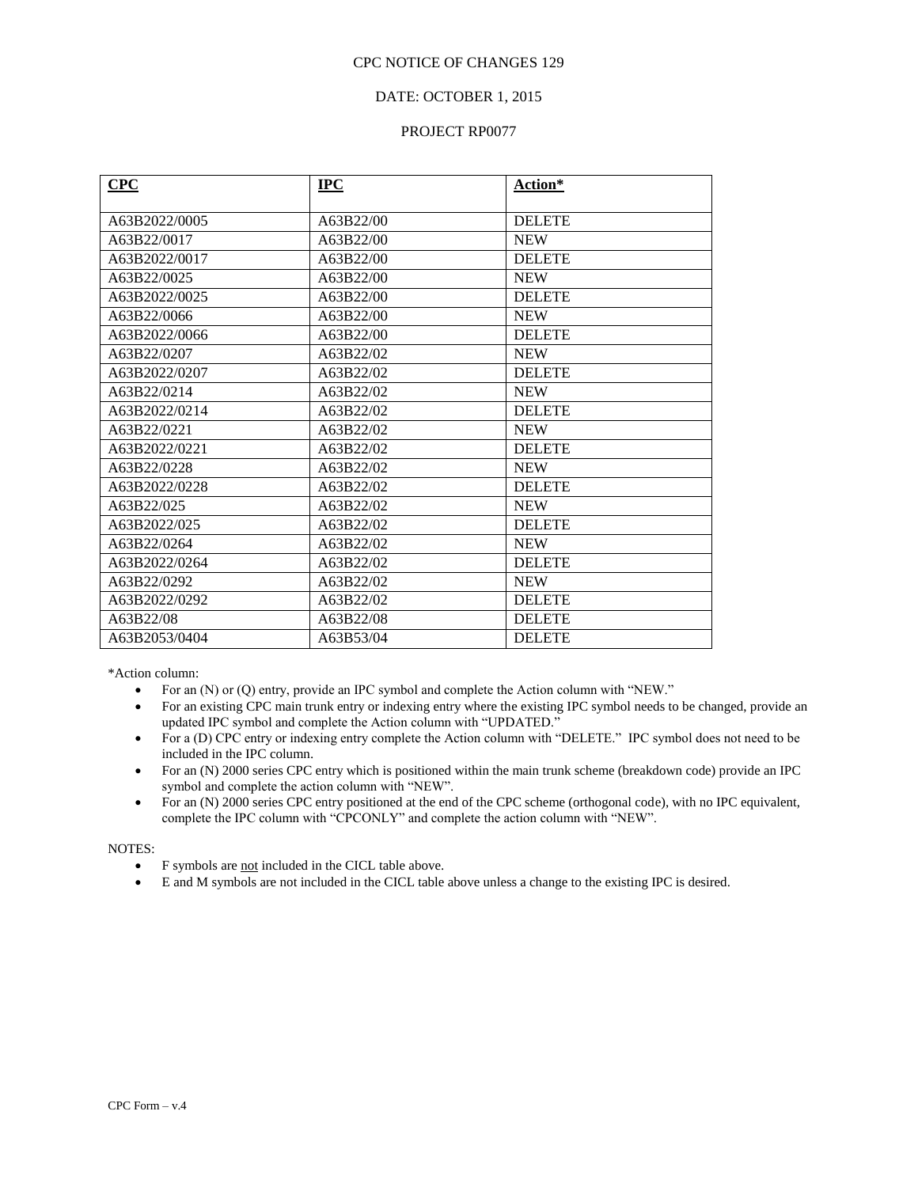CPC NOTICE OF CHANGES 129

DATE: OCTOBER 1, 2015

PROJECT RP0077

| **CPC** | **IPC** | **Action*** |
|---|---|---|
| A63B2022/0005 | A63B22/00 | DELETE |
| A63B22/0017 | A63B22/00 | NEW |
| A63B2022/0017 | A63B22/00 | DELETE |
| A63B22/0025 | A63B22/00 | NEW |
| A63B2022/0025 | A63B22/00 | DELETE |
| A63B22/0066 | A63B22/00 | NEW |
| A63B2022/0066 | A63B22/00 | DELETE |
| A63B22/0207 | A63B22/02 | NEW |
| A63B2022/0207 | A63B22/02 | DELETE |
| A63B22/0214 | A63B22/02 | NEW |
| A63B2022/0214 | A63B22/02 | DELETE |
| A63B22/0221 | A63B22/02 | NEW |
| A63B2022/0221 | A63B22/02 | DELETE |
| A63B22/0228 | A63B22/02 | NEW |
| A63B2022/0228 | A63B22/02 | DELETE |
| A63B22/025 | A63B22/02 | NEW |
| A63B2022/025 | A63B22/02 | DELETE |
| A63B22/0264 | A63B22/02 | NEW |
| A63B2022/0264 | A63B22/02 | DELETE |
| A63B22/0292 | A63B22/02 | NEW |
| A63B2022/0292 | A63B22/02 | DELETE |
| A63B22/08 | A63B22/08 | DELETE |
| A63B2053/0404 | A63B53/04 | DELETE |

*Action column:

- For an (N) or (Q) entry, provide an IPC symbol and complete the Action column with "NEW."
- For an existing CPC main trunk entry or indexing entry where the existing IPC symbol needs to be changed, provide an updated IPC symbol and complete the Action column with "UPDATED."
- For a (D) CPC entry or indexing entry complete the Action column with "DELETE." IPC symbol does not need to be included in the IPC column.
- For an (N) 2000 series CPC entry which is positioned within the main trunk scheme (breakdown code) provide an IPC symbol and complete the action column with "NEW".
- For an (N) 2000 series CPC entry positioned at the end of the CPC scheme (orthogonal code), with no IPC equivalent, complete the IPC column with "CPCONLY" and complete the action column with "NEW".

NOTES:

- F symbols are not included in the CICL table above.
- E and M symbols are not included in the CICL table above unless a change to the existing IPC is desired.

CPC Form – v.4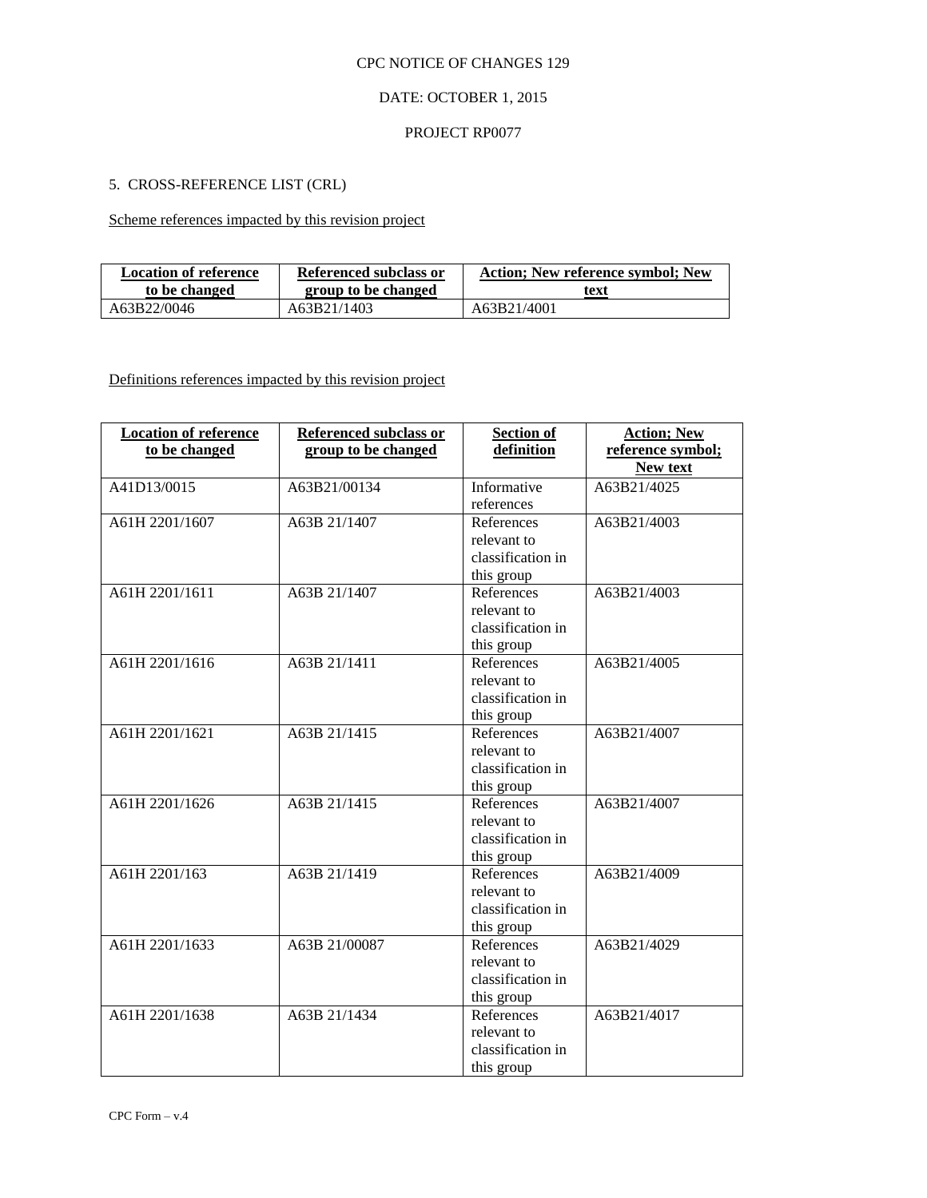CPC NOTICE OF CHANGES 129

DATE: OCTOBER 1, 2015

PROJECT RP0077

5. CROSS-REFERENCE LIST (CRL)

Scheme references impacted by this revision project

| Location of reference to be changed | Referenced subclass or group to be changed | Action; New reference symbol; New text |
|---|---|---|
| A63B22/0046 | A63B21/1403 | A63B21/4001 |

Definitions references impacted by this revision project

| Location of reference to be changed | Referenced subclass or group to be changed | Section of definition | Action; New reference symbol; New text |
|---|---|---|---|
| A41D13/0015 | A63B21/00134 | Informative references | A63B21/4025 |
| A61H 2201/1607 | A63B 21/1407 | References relevant to classification in this group | A63B21/4003 |
| A61H 2201/1611 | A63B 21/1407 | References relevant to classification in this group | A63B21/4003 |
| A61H 2201/1616 | A63B 21/1411 | References relevant to classification in this group | A63B21/4005 |
| A61H 2201/1621 | A63B 21/1415 | References relevant to classification in this group | A63B21/4007 |
| A61H 2201/1626 | A63B 21/1415 | References relevant to classification in this group | A63B21/4007 |
| A61H 2201/163 | A63B 21/1419 | References relevant to classification in this group | A63B21/4009 |
| A61H 2201/1633 | A63B 21/00087 | References relevant to classification in this group | A63B21/4029 |
| A61H 2201/1638 | A63B 21/1434 | References relevant to classification in this group | A63B21/4017 |

CPC Form – v.4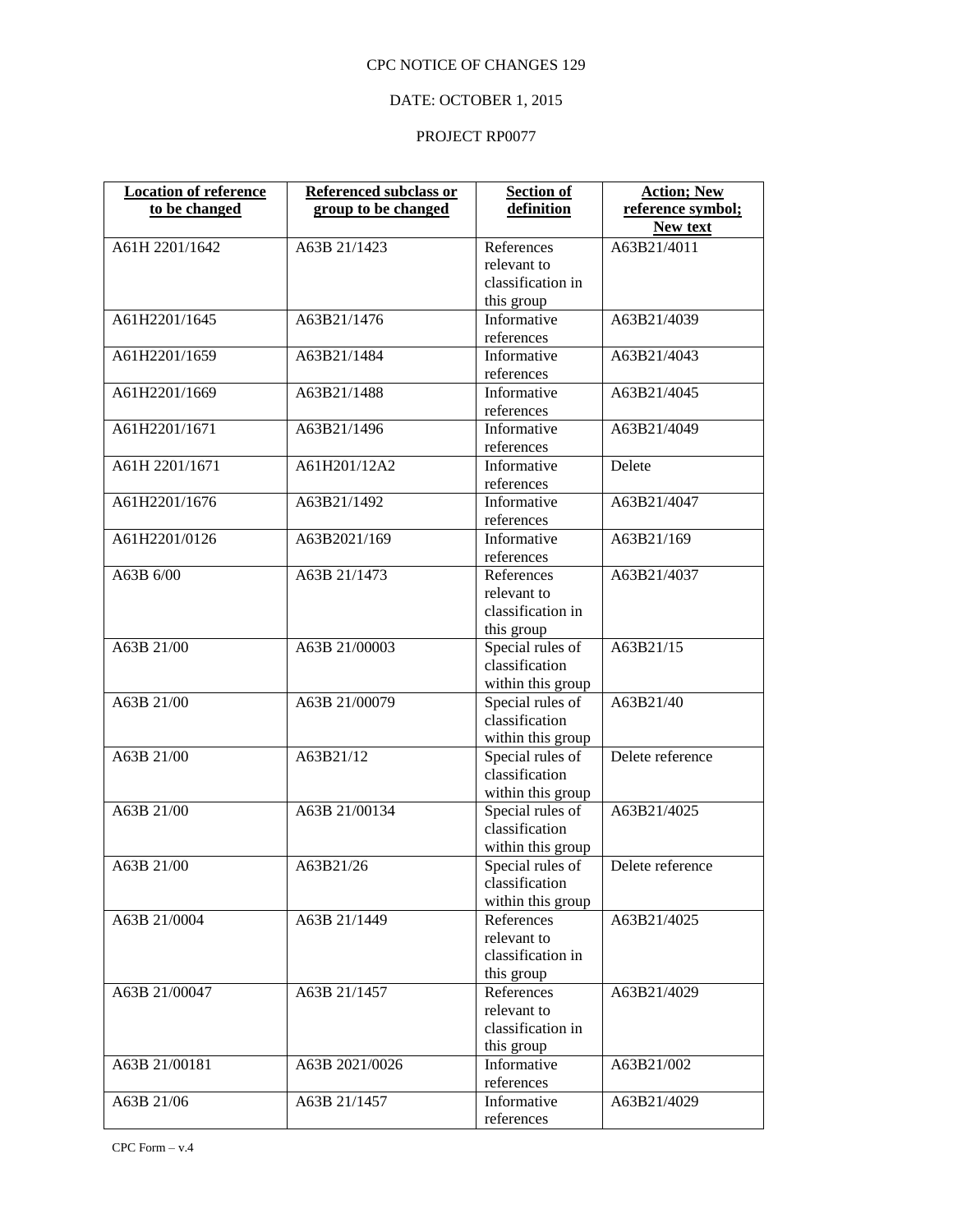CPC NOTICE OF CHANGES 129

DATE: OCTOBER 1, 2015

PROJECT RP0077

| Location of reference to be changed | Referenced subclass or group to be changed | Section of definition | Action; New reference symbol; New text |
|---|---|---|---|
| A61H 2201/1642 | A63B 21/1423 | References relevant to classification in this group | A63B21/4011 |
| A61H2201/1645 | A63B21/1476 | Informative references | A63B21/4039 |
| A61H2201/1659 | A63B21/1484 | Informative references | A63B21/4043 |
| A61H2201/1669 | A63B21/1488 | Informative references | A63B21/4045 |
| A61H2201/1671 | A63B21/1496 | Informative references | A63B21/4049 |
| A61H 2201/1671 | A61H201/12A2 | Informative references | Delete |
| A61H2201/1676 | A63B21/1492 | Informative references | A63B21/4047 |
| A61H2201/0126 | A63B2021/169 | Informative references | A63B21/169 |
| A63B 6/00 | A63B 21/1473 | References relevant to classification in this group | A63B21/4037 |
| A63B 21/00 | A63B 21/00003 | Special rules of classification within this group | A63B21/15 |
| A63B 21/00 | A63B 21/00079 | Special rules of classification within this group | A63B21/40 |
| A63B 21/00 | A63B21/12 | Special rules of classification within this group | Delete reference |
| A63B 21/00 | A63B 21/00134 | Special rules of classification within this group | A63B21/4025 |
| A63B 21/00 | A63B21/26 | Special rules of classification within this group | Delete reference |
| A63B 21/0004 | A63B 21/1449 | References relevant to classification in this group | A63B21/4025 |
| A63B 21/00047 | A63B 21/1457 | References relevant to classification in this group | A63B21/4029 |
| A63B 21/00181 | A63B 2021/0026 | Informative references | A63B21/002 |
| A63B 21/06 | A63B 21/1457 | Informative references | A63B21/4029 |

CPC Form – v.4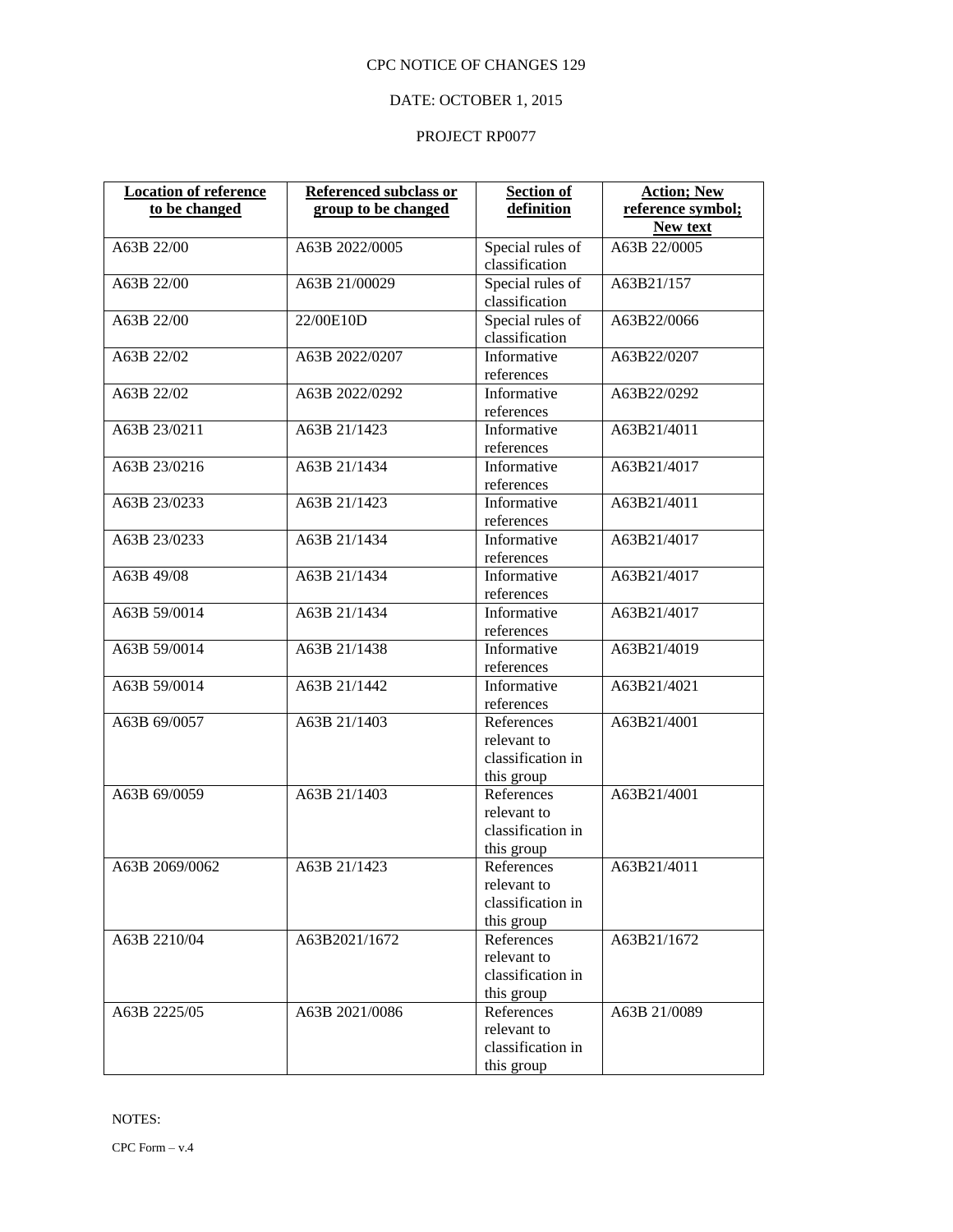CPC NOTICE OF CHANGES 129

DATE: OCTOBER 1, 2015

PROJECT RP0077

| Location of reference to be changed | Referenced subclass or group to be changed | Section of definition | Action; New reference symbol; New text |
|---|---|---|---|
| A63B 22/00 | A63B 2022/0005 | Special rules of classification | A63B 22/0005 |
| A63B 22/00 | A63B 21/00029 | Special rules of classification | A63B21/157 |
| A63B 22/00 | 22/00E10D | Special rules of classification | A63B22/0066 |
| A63B 22/02 | A63B 2022/0207 | Informative references | A63B22/0207 |
| A63B 22/02 | A63B 2022/0292 | Informative references | A63B22/0292 |
| A63B 23/0211 | A63B 21/1423 | Informative references | A63B21/4011 |
| A63B 23/0216 | A63B 21/1434 | Informative references | A63B21/4017 |
| A63B 23/0233 | A63B 21/1423 | Informative references | A63B21/4011 |
| A63B 23/0233 | A63B 21/1434 | Informative references | A63B21/4017 |
| A63B 49/08 | A63B 21/1434 | Informative references | A63B21/4017 |
| A63B 59/0014 | A63B 21/1434 | Informative references | A63B21/4017 |
| A63B 59/0014 | A63B 21/1438 | Informative references | A63B21/4019 |
| A63B 59/0014 | A63B 21/1442 | Informative references | A63B21/4021 |
| A63B 69/0057 | A63B 21/1403 | References relevant to classification in this group | A63B21/4001 |
| A63B 69/0059 | A63B 21/1403 | References relevant to classification in this group | A63B21/4001 |
| A63B 2069/0062 | A63B 21/1423 | References relevant to classification in this group | A63B21/4011 |
| A63B 2210/04 | A63B2021/1672 | References relevant to classification in this group | A63B21/1672 |
| A63B 2225/05 | A63B 2021/0086 | References relevant to classification in this group | A63B 21/0089 |

NOTES:

CPC Form – v.4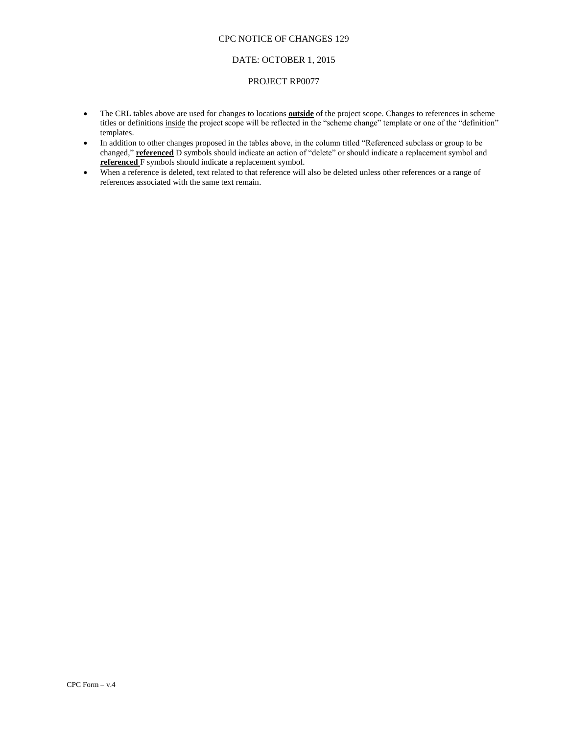- The CRL tables above are used for changes to locations **outside** of the project scope. Changes to references in scheme titles or definitions inside the project scope will be reflected in the "scheme change" template or one of the "definition" templates.
- In addition to other changes proposed in the tables above, in the column titled "Referenced subclass or group to be changed," **referenced** D symbols should indicate an action of "delete" or should indicate a replacement symbol and **referenced** F symbols should indicate a replacement symbol.
- When a reference is deleted, text related to that reference will also be deleted unless other references or a range of references associated with the same text remain.